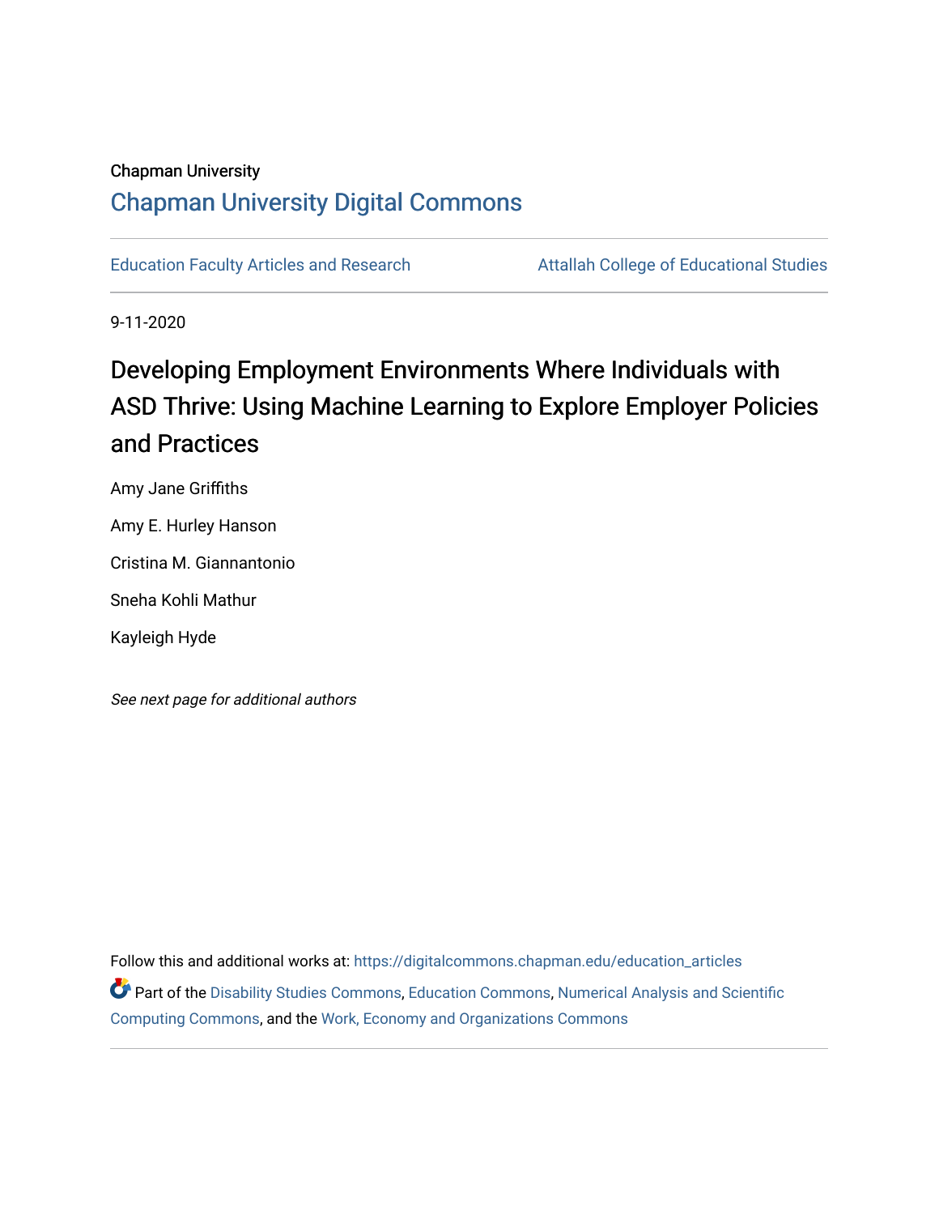Chapman University

# Chapman University Digital Commons

Education Faculty Articles and Research | Attallah College of Educational Studies

9-11-2020

# Developing Employment Environments Where Individuals with ASD Thrive: Using Machine Learning to Explore Employer Policies and Practices

Amy Jane Griffiths

Amy E. Hurley Hanson

Cristina M. Giannantonio

Sneha Kohli Mathur

Kayleigh Hyde

*See next page for additional authors*

Follow this and additional works at: https://digitalcommons.chapman.edu/education_articles

Part of the Disability Studies Commons, Education Commons, Numerical Analysis and Scientific Computing Commons, and the Work, Economy and Organizations Commons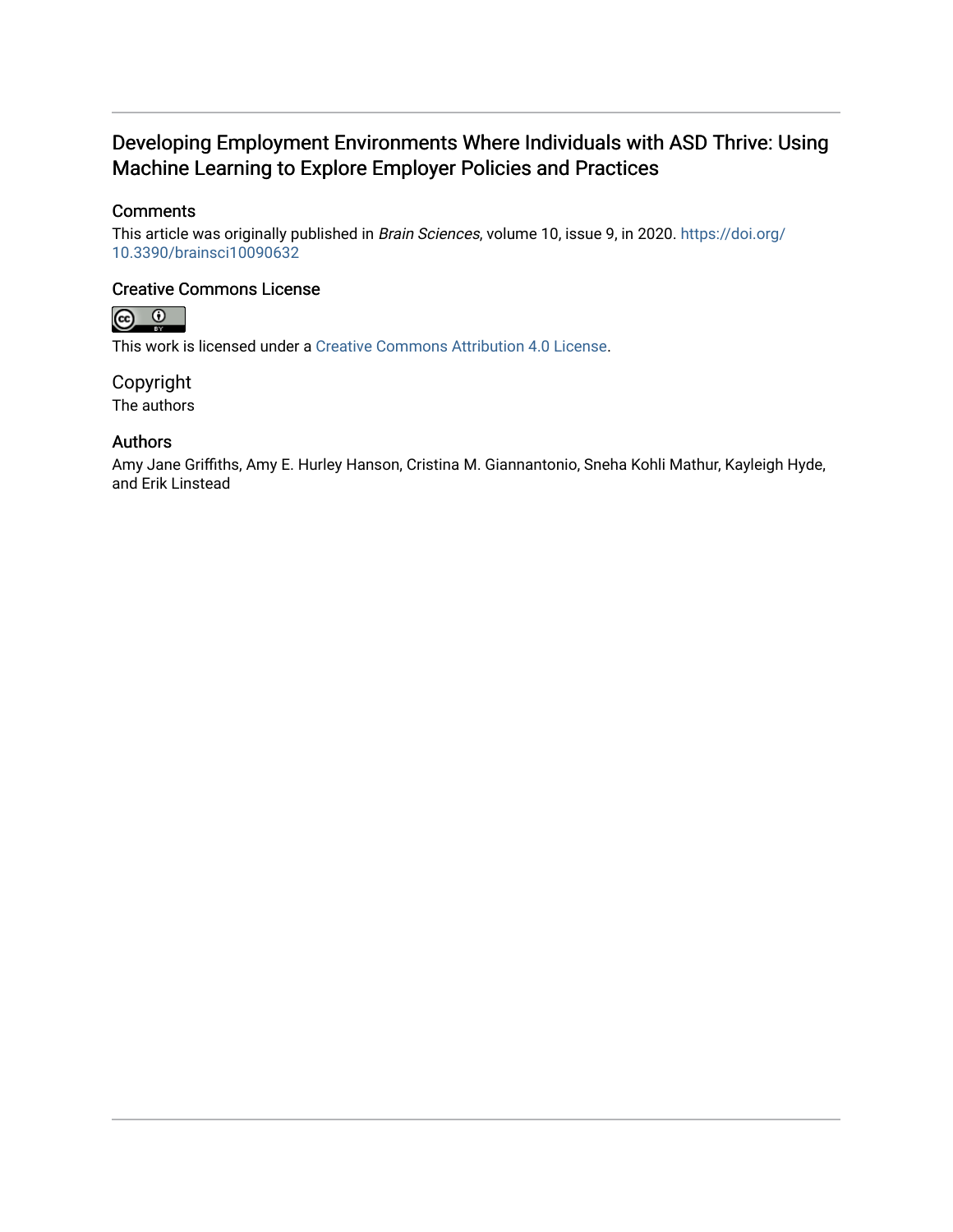# Developing Employment Environments Where Individuals with ASD Thrive: Using Machine Learning to Explore Employer Policies and Practices

## Comments

This article was originally published in *Brain Sciences*, volume 10, issue 9, in 2020. https://doi.org/10.3390/brainsci10090632

## Creative Commons License

This work is licensed under a Creative Commons Attribution 4.0 License.

## Copyright

The authors

## Authors

Amy Jane Griffiths, Amy E. Hurley Hanson, Cristina M. Giannantonio, Sneha Kohli Mathur, Kayleigh Hyde, and Erik Linstead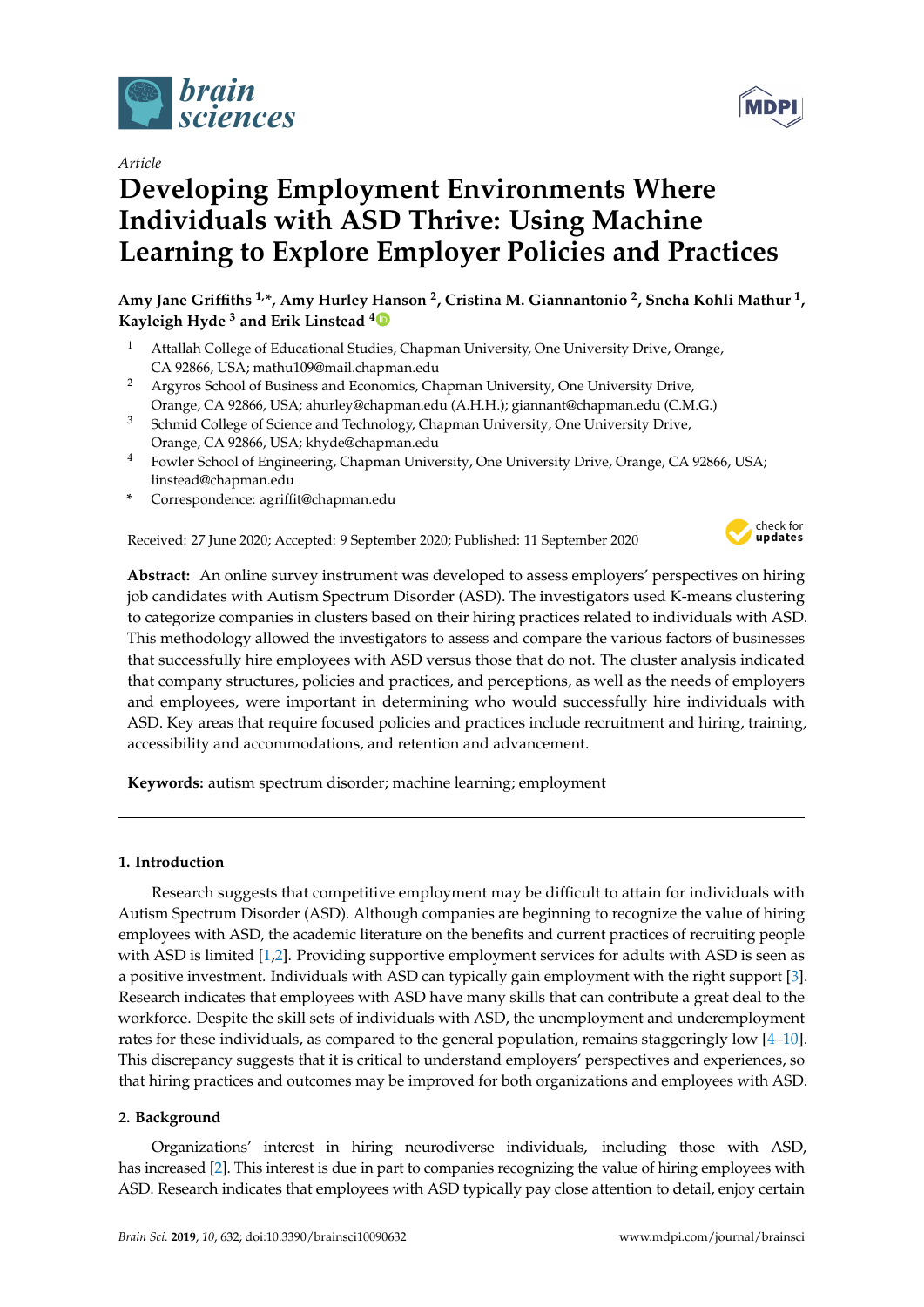# brain sciences

MDPI

*Article*

# Developing Employment Environments Where Individuals with ASD Thrive: Using Machine Learning to Explore Employer Policies and Practices

**Amy Jane Griffiths [1,*], Amy Hurley Hanson [2], Cristina M. Giannantonio [2], Sneha Kohli Mathur [1], Kayleigh Hyde [3] and Erik Linstead [4]**

1. Attallah College of Educational Studies, Chapman University, One University Drive, Orange, CA 92866, USA; mathu109@mail.chapman.edu
2. Argyros School of Business and Economics, Chapman University, One University Drive, Orange, CA 92866, USA; ahurley@chapman.edu (A.H.H.); giannant@chapman.edu (C.M.G.)
3. Schmid College of Science and Technology, Chapman University, One University Drive, Orange, CA 92866, USA; khyde@chapman.edu
4. Fowler School of Engineering, Chapman University, One University Drive, Orange, CA 92866, USA; linstead@chapman.edu

\* Correspondence: agriffit@chapman.edu

Received: 27 June 2020; Accepted: 9 September 2020; Published: 11 September 2020

**Abstract:** An online survey instrument was developed to assess employers' perspectives on hiring job candidates with Autism Spectrum Disorder (ASD). The investigators used K-means clustering to categorize companies in clusters based on their hiring practices related to individuals with ASD. This methodology allowed the investigators to assess and compare the various factors of businesses that successfully hire employees with ASD versus those that do not. The cluster analysis indicated that company structures, policies and practices, and perceptions, as well as the needs of employers and employees, were important in determining who would successfully hire individuals with ASD. Key areas that require focused policies and practices include recruitment and hiring, training, accessibility and accommodations, and retention and advancement.

**Keywords:** autism spectrum disorder; machine learning; employment

## 1. Introduction

Research suggests that competitive employment may be difficult to attain for individuals with Autism Spectrum Disorder (ASD). Although companies are beginning to recognize the value of hiring employees with ASD, the academic literature on the benefits and current practices of recruiting people with ASD is limited [1,2]. Providing supportive employment services for adults with ASD is seen as a positive investment. Individuals with ASD can typically gain employment with the right support [3]. Research indicates that employees with ASD have many skills that can contribute a great deal to the workforce. Despite the skill sets of individuals with ASD, the unemployment and underemployment rates for these individuals, as compared to the general population, remains staggeringly low [4–10]. This discrepancy suggests that it is critical to understand employers' perspectives and experiences, so that hiring practices and outcomes may be improved for both organizations and employees with ASD.

## 2. Background

Organizations' interest in hiring neurodiverse individuals, including those with ASD, has increased [2]. This interest is due in part to companies recognizing the value of hiring employees with ASD. Research indicates that employees with ASD typically pay close attention to detail, enjoy certain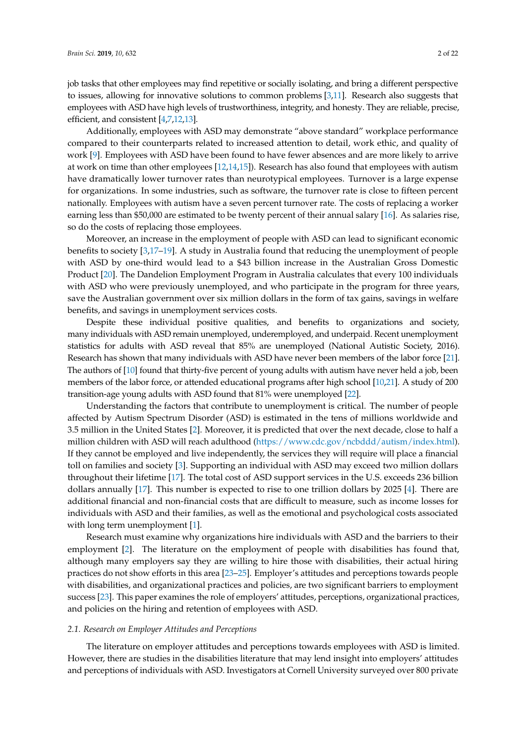job tasks that other employees may find repetitive or socially isolating, and bring a different perspective to issues, allowing for innovative solutions to common problems [3,11]. Research also suggests that employees with ASD have high levels of trustworthiness, integrity, and honesty. They are reliable, precise, efficient, and consistent [4,7,12,13].

Additionally, employees with ASD may demonstrate "above standard" workplace performance compared to their counterparts related to increased attention to detail, work ethic, and quality of work [9]. Employees with ASD have been found to have fewer absences and are more likely to arrive at work on time than other employees [12,14,15]). Research has also found that employees with autism have dramatically lower turnover rates than neurotypical employees. Turnover is a large expense for organizations. In some industries, such as software, the turnover rate is close to fifteen percent nationally. Employees with autism have a seven percent turnover rate. The costs of replacing a worker earning less than $50,000 are estimated to be twenty percent of their annual salary [16]. As salaries rise, so do the costs of replacing those employees.

Moreover, an increase in the employment of people with ASD can lead to significant economic benefits to society [3,17–19]. A study in Australia found that reducing the unemployment of people with ASD by one-third would lead to a $43 billion increase in the Australian Gross Domestic Product [20]. The Dandelion Employment Program in Australia calculates that every 100 individuals with ASD who were previously unemployed, and who participate in the program for three years, save the Australian government over six million dollars in the form of tax gains, savings in welfare benefits, and savings in unemployment services costs.

Despite these individual positive qualities, and benefits to organizations and society, many individuals with ASD remain unemployed, underemployed, and underpaid. Recent unemployment statistics for adults with ASD reveal that 85% are unemployed (National Autistic Society, 2016). Research has shown that many individuals with ASD have never been members of the labor force [21]. The authors of [10] found that thirty-five percent of young adults with autism have never held a job, been members of the labor force, or attended educational programs after high school [10,21]. A study of 200 transition-age young adults with ASD found that 81% were unemployed [22].

Understanding the factors that contribute to unemployment is critical. The number of people affected by Autism Spectrum Disorder (ASD) is estimated in the tens of millions worldwide and 3.5 million in the United States [2]. Moreover, it is predicted that over the next decade, close to half a million children with ASD will reach adulthood (https://www.cdc.gov/ncbddd/autism/index.html). If they cannot be employed and live independently, the services they will require will place a financial toll on families and society [3]. Supporting an individual with ASD may exceed two million dollars throughout their lifetime [17]. The total cost of ASD support services in the U.S. exceeds 236 billion dollars annually [17]. This number is expected to rise to one trillion dollars by 2025 [4]. There are additional financial and non-financial costs that are difficult to measure, such as income losses for individuals with ASD and their families, as well as the emotional and psychological costs associated with long term unemployment [1].

Research must examine why organizations hire individuals with ASD and the barriers to their employment [2]. The literature on the employment of people with disabilities has found that, although many employers say they are willing to hire those with disabilities, their actual hiring practices do not show efforts in this area [23–25]. Employer's attitudes and perceptions towards people with disabilities, and organizational practices and policies, are two significant barriers to employment success [23]. This paper examines the role of employers' attitudes, perceptions, organizational practices, and policies on the hiring and retention of employees with ASD.

### *2.1. Research on Employer Attitudes and Perceptions*

The literature on employer attitudes and perceptions towards employees with ASD is limited. However, there are studies in the disabilities literature that may lend insight into employers' attitudes and perceptions of individuals with ASD. Investigators at Cornell University surveyed over 800 private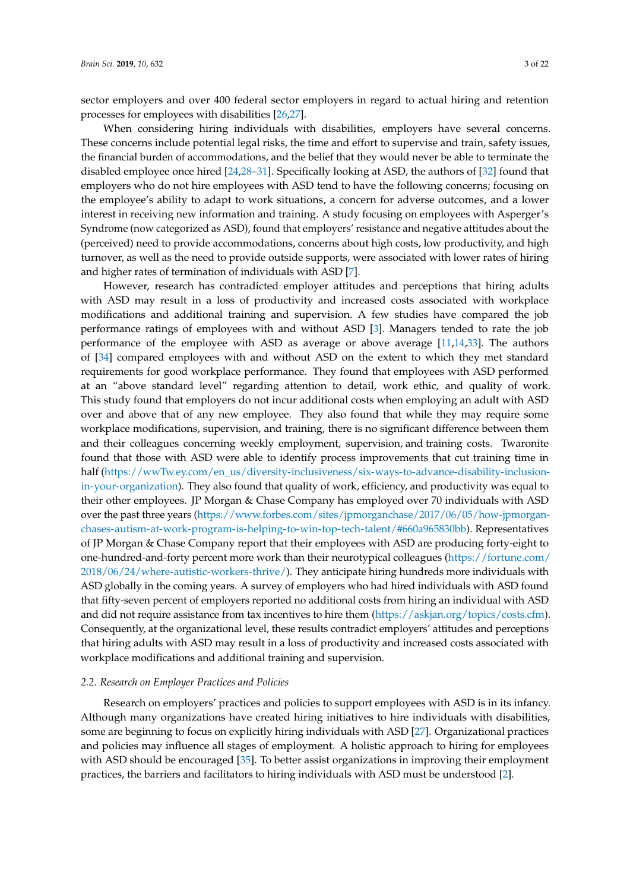sector employers and over 400 federal sector employers in regard to actual hiring and retention processes for employees with disabilities [26,27].

When considering hiring individuals with disabilities, employers have several concerns. These concerns include potential legal risks, the time and effort to supervise and train, safety issues, the financial burden of accommodations, and the belief that they would never be able to terminate the disabled employee once hired [24,28–31]. Specifically looking at ASD, the authors of [32] found that employers who do not hire employees with ASD tend to have the following concerns; focusing on the employee's ability to adapt to work situations, a concern for adverse outcomes, and a lower interest in receiving new information and training. A study focusing on employees with Asperger's Syndrome (now categorized as ASD), found that employers' resistance and negative attitudes about the (perceived) need to provide accommodations, concerns about high costs, low productivity, and high turnover, as well as the need to provide outside supports, were associated with lower rates of hiring and higher rates of termination of individuals with ASD [7].

However, research has contradicted employer attitudes and perceptions that hiring adults with ASD may result in a loss of productivity and increased costs associated with workplace modifications and additional training and supervision. A few studies have compared the job performance ratings of employees with and without ASD [3]. Managers tended to rate the job performance of the employee with ASD as average or above average [11,14,33]. The authors of [34] compared employees with and without ASD on the extent to which they met standard requirements for good workplace performance. They found that employees with ASD performed at an "above standard level" regarding attention to detail, work ethic, and quality of work. This study found that employers do not incur additional costs when employing an adult with ASD over and above that of any new employee. They also found that while they may require some workplace modifications, supervision, and training, there is no significant difference between them and their colleagues concerning weekly employment, supervision, and training costs. Twaronite found that those with ASD were able to identify process improvements that cut training time in half (https://wwTw.ey.com/en_us/diversity-inclusiveness/six-ways-to-advance-disability-inclusion-in-your-organization). They also found that quality of work, efficiency, and productivity was equal to their other employees. JP Morgan & Chase Company has employed over 70 individuals with ASD over the past three years (https://www.forbes.com/sites/jpmorganchase/2017/06/05/how-jpmorgan-chases-autism-at-work-program-is-helping-to-win-top-tech-talent/#660a965830bb). Representatives of JP Morgan & Chase Company report that their employees with ASD are producing forty-eight to one-hundred-and-forty percent more work than their neurotypical colleagues (https://fortune.com/2018/06/24/where-autistic-workers-thrive/). They anticipate hiring hundreds more individuals with ASD globally in the coming years. A survey of employers who had hired individuals with ASD found that fifty-seven percent of employers reported no additional costs from hiring an individual with ASD and did not require assistance from tax incentives to hire them (https://askjan.org/topics/costs.cfm). Consequently, at the organizational level, these results contradict employers' attitudes and perceptions that hiring adults with ASD may result in a loss of productivity and increased costs associated with workplace modifications and additional training and supervision.

### *2.2. Research on Employer Practices and Policies*

Research on employers' practices and policies to support employees with ASD is in its infancy. Although many organizations have created hiring initiatives to hire individuals with disabilities, some are beginning to focus on explicitly hiring individuals with ASD [27]. Organizational practices and policies may influence all stages of employment. A holistic approach to hiring for employees with ASD should be encouraged [35]. To better assist organizations in improving their employment practices, the barriers and facilitators to hiring individuals with ASD must be understood [2].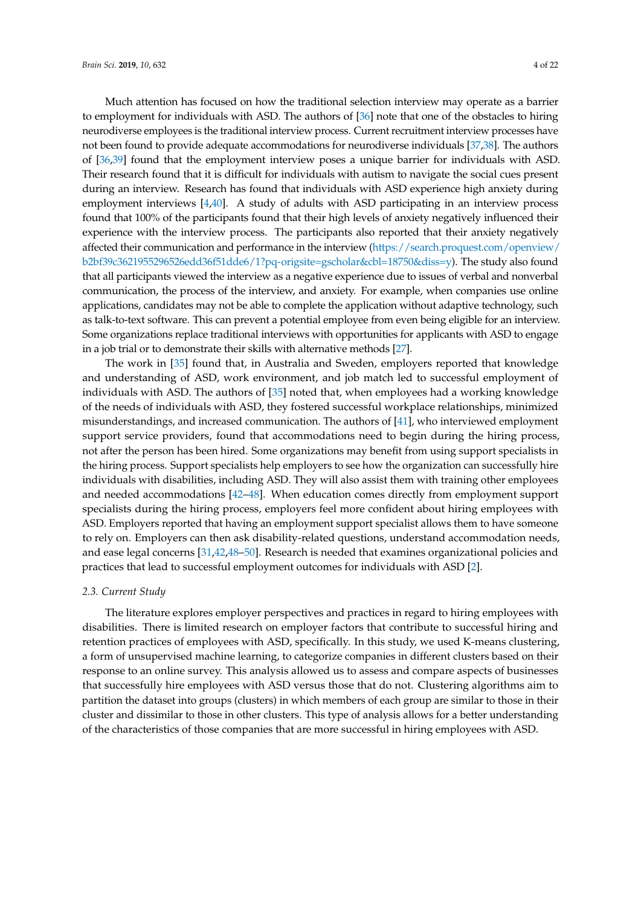Much attention has focused on how the traditional selection interview may operate as a barrier to employment for individuals with ASD. The authors of [36] note that one of the obstacles to hiring neurodiverse employees is the traditional interview process. Current recruitment interview processes have not been found to provide adequate accommodations for neurodiverse individuals [37,38]. The authors of [36,39] found that the employment interview poses a unique barrier for individuals with ASD. Their research found that it is difficult for individuals with autism to navigate the social cues present during an interview. Research has found that individuals with ASD experience high anxiety during employment interviews [4,40]. A study of adults with ASD participating in an interview process found that 100% of the participants found that their high levels of anxiety negatively influenced their experience with the interview process. The participants also reported that their anxiety negatively affected their communication and performance in the interview (https://search.proquest.com/openview/b2bf39c3621955296526edd36f51dde6/1?pq-origsite=gscholar&cbl=18750&diss=y). The study also found that all participants viewed the interview as a negative experience due to issues of verbal and nonverbal communication, the process of the interview, and anxiety. For example, when companies use online applications, candidates may not be able to complete the application without adaptive technology, such as talk-to-text software. This can prevent a potential employee from even being eligible for an interview. Some organizations replace traditional interviews with opportunities for applicants with ASD to engage in a job trial or to demonstrate their skills with alternative methods [27].

The work in [35] found that, in Australia and Sweden, employers reported that knowledge and understanding of ASD, work environment, and job match led to successful employment of individuals with ASD. The authors of [35] noted that, when employees had a working knowledge of the needs of individuals with ASD, they fostered successful workplace relationships, minimized misunderstandings, and increased communication. The authors of [41], who interviewed employment support service providers, found that accommodations need to begin during the hiring process, not after the person has been hired. Some organizations may benefit from using support specialists in the hiring process. Support specialists help employers to see how the organization can successfully hire individuals with disabilities, including ASD. They will also assist them with training other employees and needed accommodations [42–48]. When education comes directly from employment support specialists during the hiring process, employers feel more confident about hiring employees with ASD. Employers reported that having an employment support specialist allows them to have someone to rely on. Employers can then ask disability-related questions, understand accommodation needs, and ease legal concerns [31,42,48–50]. Research is needed that examines organizational policies and practices that lead to successful employment outcomes for individuals with ASD [2].

### *2.3. Current Study*

The literature explores employer perspectives and practices in regard to hiring employees with disabilities. There is limited research on employer factors that contribute to successful hiring and retention practices of employees with ASD, specifically. In this study, we used K-means clustering, a form of unsupervised machine learning, to categorize companies in different clusters based on their response to an online survey. This analysis allowed us to assess and compare aspects of businesses that successfully hire employees with ASD versus those that do not. Clustering algorithms aim to partition the dataset into groups (clusters) in which members of each group are similar to those in their cluster and dissimilar to those in other clusters. This type of analysis allows for a better understanding of the characteristics of those companies that are more successful in hiring employees with ASD.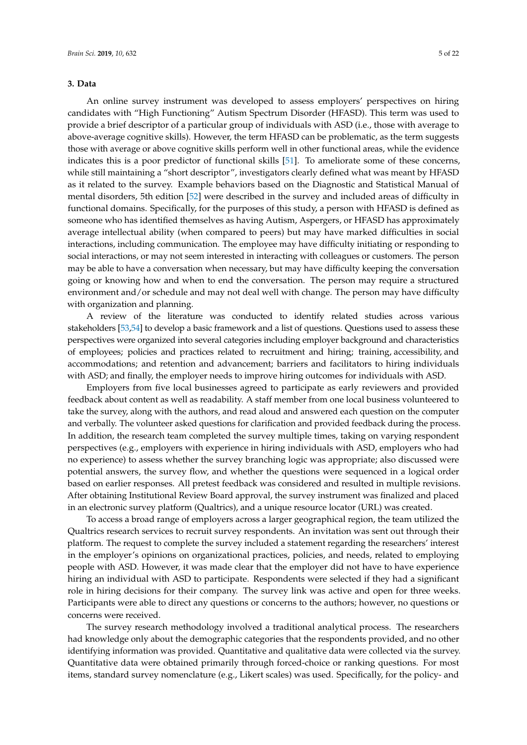## 3. Data

An online survey instrument was developed to assess employers' perspectives on hiring candidates with "High Functioning" Autism Spectrum Disorder (HFASD). This term was used to provide a brief descriptor of a particular group of individuals with ASD (i.e., those with average to above-average cognitive skills). However, the term HFASD can be problematic, as the term suggests those with average or above cognitive skills perform well in other functional areas, while the evidence indicates this is a poor predictor of functional skills [51]. To ameliorate some of these concerns, while still maintaining a "short descriptor", investigators clearly defined what was meant by HFASD as it related to the survey. Example behaviors based on the Diagnostic and Statistical Manual of mental disorders, 5th edition [52] were described in the survey and included areas of difficulty in functional domains. Specifically, for the purposes of this study, a person with HFASD is defined as someone who has identified themselves as having Autism, Aspergers, or HFASD has approximately average intellectual ability (when compared to peers) but may have marked difficulties in social interactions, including communication. The employee may have difficulty initiating or responding to social interactions, or may not seem interested in interacting with colleagues or customers. The person may be able to have a conversation when necessary, but may have difficulty keeping the conversation going or knowing how and when to end the conversation. The person may require a structured environment and/or schedule and may not deal well with change. The person may have difficulty with organization and planning.

A review of the literature was conducted to identify related studies across various stakeholders [53,54] to develop a basic framework and a list of questions. Questions used to assess these perspectives were organized into several categories including employer background and characteristics of employees; policies and practices related to recruitment and hiring; training, accessibility, and accommodations; and retention and advancement; barriers and facilitators to hiring individuals with ASD; and finally, the employer needs to improve hiring outcomes for individuals with ASD.

Employers from five local businesses agreed to participate as early reviewers and provided feedback about content as well as readability. A staff member from one local business volunteered to take the survey, along with the authors, and read aloud and answered each question on the computer and verbally. The volunteer asked questions for clarification and provided feedback during the process. In addition, the research team completed the survey multiple times, taking on varying respondent perspectives (e.g., employers with experience in hiring individuals with ASD, employers who had no experience) to assess whether the survey branching logic was appropriate; also discussed were potential answers, the survey flow, and whether the questions were sequenced in a logical order based on earlier responses. All pretest feedback was considered and resulted in multiple revisions. After obtaining Institutional Review Board approval, the survey instrument was finalized and placed in an electronic survey platform (Qualtrics), and a unique resource locator (URL) was created.

To access a broad range of employers across a larger geographical region, the team utilized the Qualtrics research services to recruit survey respondents. An invitation was sent out through their platform. The request to complete the survey included a statement regarding the researchers' interest in the employer's opinions on organizational practices, policies, and needs, related to employing people with ASD. However, it was made clear that the employer did not have to have experience hiring an individual with ASD to participate. Respondents were selected if they had a significant role in hiring decisions for their company. The survey link was active and open for three weeks. Participants were able to direct any questions or concerns to the authors; however, no questions or concerns were received.

The survey research methodology involved a traditional analytical process. The researchers had knowledge only about the demographic categories that the respondents provided, and no other identifying information was provided. Quantitative and qualitative data were collected via the survey. Quantitative data were obtained primarily through forced-choice or ranking questions. For most items, standard survey nomenclature (e.g., Likert scales) was used. Specifically, for the policy- and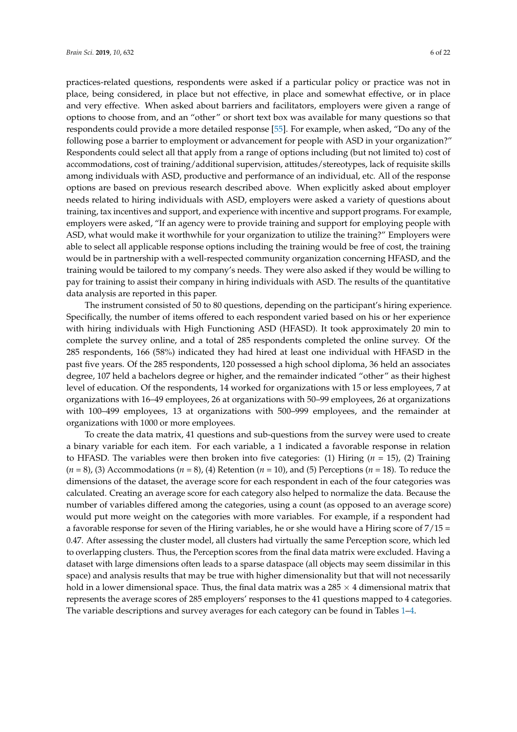practices-related questions, respondents were asked if a particular policy or practice was not in place, being considered, in place but not effective, in place and somewhat effective, or in place and very effective. When asked about barriers and facilitators, employers were given a range of options to choose from, and an "other" or short text box was available for many questions so that respondents could provide a more detailed response [55]. For example, when asked, "Do any of the following pose a barrier to employment or advancement for people with ASD in your organization?" Respondents could select all that apply from a range of options including (but not limited to) cost of accommodations, cost of training/additional supervision, attitudes/stereotypes, lack of requisite skills among individuals with ASD, productive and performance of an individual, etc. All of the response options are based on previous research described above. When explicitly asked about employer needs related to hiring individuals with ASD, employers were asked a variety of questions about training, tax incentives and support, and experience with incentive and support programs. For example, employers were asked, "If an agency were to provide training and support for employing people with ASD, what would make it worthwhile for your organization to utilize the training?" Employers were able to select all applicable response options including the training would be free of cost, the training would be in partnership with a well-respected community organization concerning HFASD, and the training would be tailored to my company's needs. They were also asked if they would be willing to pay for training to assist their company in hiring individuals with ASD. The results of the quantitative data analysis are reported in this paper.

The instrument consisted of 50 to 80 questions, depending on the participant's hiring experience. Specifically, the number of items offered to each respondent varied based on his or her experience with hiring individuals with High Functioning ASD (HFASD). It took approximately 20 min to complete the survey online, and a total of 285 respondents completed the online survey. Of the 285 respondents, 166 (58%) indicated they had hired at least one individual with HFASD in the past five years. Of the 285 respondents, 120 possessed a high school diploma, 36 held an associates degree, 107 held a bachelors degree or higher, and the remainder indicated "other" as their highest level of education. Of the respondents, 14 worked for organizations with 15 or less employees, 7 at organizations with 16–49 employees, 26 at organizations with 50–99 employees, 26 at organizations with 100–499 employees, 13 at organizations with 500–999 employees, and the remainder at organizations with 1000 or more employees.

To create the data matrix, 41 questions and sub-questions from the survey were used to create a binary variable for each item. For each variable, a 1 indicated a favorable response in relation to HFASD. The variables were then broken into five categories: (1) Hiring ($n$ = 15), (2) Training ($n$ = 8), (3) Accommodations ($n$ = 8), (4) Retention ($n$ = 10), and (5) Perceptions ($n$ = 18). To reduce the dimensions of the dataset, the average score for each respondent in each of the four categories was calculated. Creating an average score for each category also helped to normalize the data. Because the number of variables differed among the categories, using a count (as opposed to an average score) would put more weight on the categories with more variables. For example, if a respondent had a favorable response for seven of the Hiring variables, he or she would have a Hiring score of $7/15 = 0.47$. After assessing the cluster model, all clusters had virtually the same Perception score, which led to overlapping clusters. Thus, the Perception scores from the final data matrix were excluded. Having a dataset with large dimensions often leads to a sparse dataspace (all objects may seem dissimilar in this space) and analysis results that may be true with higher dimensionality but that will not necessarily hold in a lower dimensional space. Thus, the final data matrix was a $285 \times 4$ dimensional matrix that represents the average scores of 285 employers' responses to the 41 questions mapped to 4 categories. The variable descriptions and survey averages for each category can be found in Tables 1–4.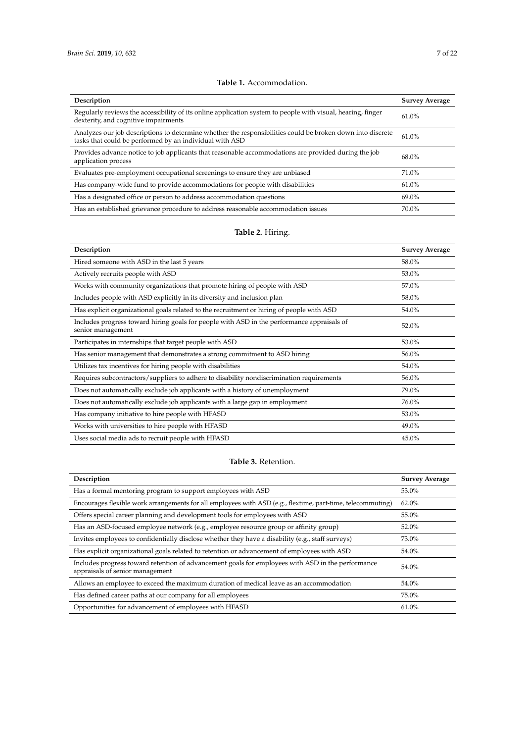**Table 1.** Accommodation.

| Description | Survey Average |
|---|---|
| Regularly reviews the accessibility of its online application system to people with visual, hearing, finger dexterity, and cognitive impairments | 61.0% |
| Analyzes our job descriptions to determine whether the responsibilities could be broken down into discrete tasks that could be performed by an individual with ASD | 61.0% |
| Provides advance notice to job applicants that reasonable accommodations are provided during the job application process | 68.0% |
| Evaluates pre-employment occupational screenings to ensure they are unbiased | 71.0% |
| Has company-wide fund to provide accommodations for people with disabilities | 61.0% |
| Has a designated office or person to address accommodation questions | 69.0% |
| Has an established grievance procedure to address reasonable accommodation issues | 70.0% |

**Table 2.** Hiring.

| Description | Survey Average |
|---|---|
| Hired someone with ASD in the last 5 years | 58.0% |
| Actively recruits people with ASD | 53.0% |
| Works with community organizations that promote hiring of people with ASD | 57.0% |
| Includes people with ASD explicitly in its diversity and inclusion plan | 58.0% |
| Has explicit organizational goals related to the recruitment or hiring of people with ASD | 54.0% |
| Includes progress toward hiring goals for people with ASD in the performance appraisals of senior management | 52.0% |
| Participates in internships that target people with ASD | 53.0% |
| Has senior management that demonstrates a strong commitment to ASD hiring | 56.0% |
| Utilizes tax incentives for hiring people with disabilities | 54.0% |
| Requires subcontractors/suppliers to adhere to disability nondiscrimination requirements | 56.0% |
| Does not automatically exclude job applicants with a history of unemployment | 79.0% |
| Does not automatically exclude job applicants with a large gap in employment | 76.0% |
| Has company initiative to hire people with HFASD | 53.0% |
| Works with universities to hire people with HFASD | 49.0% |
| Uses social media ads to recruit people with HFASD | 45.0% |

**Table 3.** Retention.

| Description | Survey Average |
|---|---|
| Has a formal mentoring program to support employees with ASD | 53.0% |
| Encourages flexible work arrangements for all employees with ASD (e.g., flextime, part-time, telecommuting) | 62.0% |
| Offers special career planning and development tools for employees with ASD | 55.0% |
| Has an ASD-focused employee network (e.g., employee resource group or affinity group) | 52.0% |
| Invites employees to confidentially disclose whether they have a disability (e.g., staff surveys) | 73.0% |
| Has explicit organizational goals related to retention or advancement of employees with ASD | 54.0% |
| Includes progress toward retention of advancement goals for employees with ASD in the performance appraisals of senior management | 54.0% |
| Allows an employee to exceed the maximum duration of medical leave as an accommodation | 54.0% |
| Has defined career paths at our company for all employees | 75.0% |
| Opportunities for advancement of employees with HFASD | 61.0% |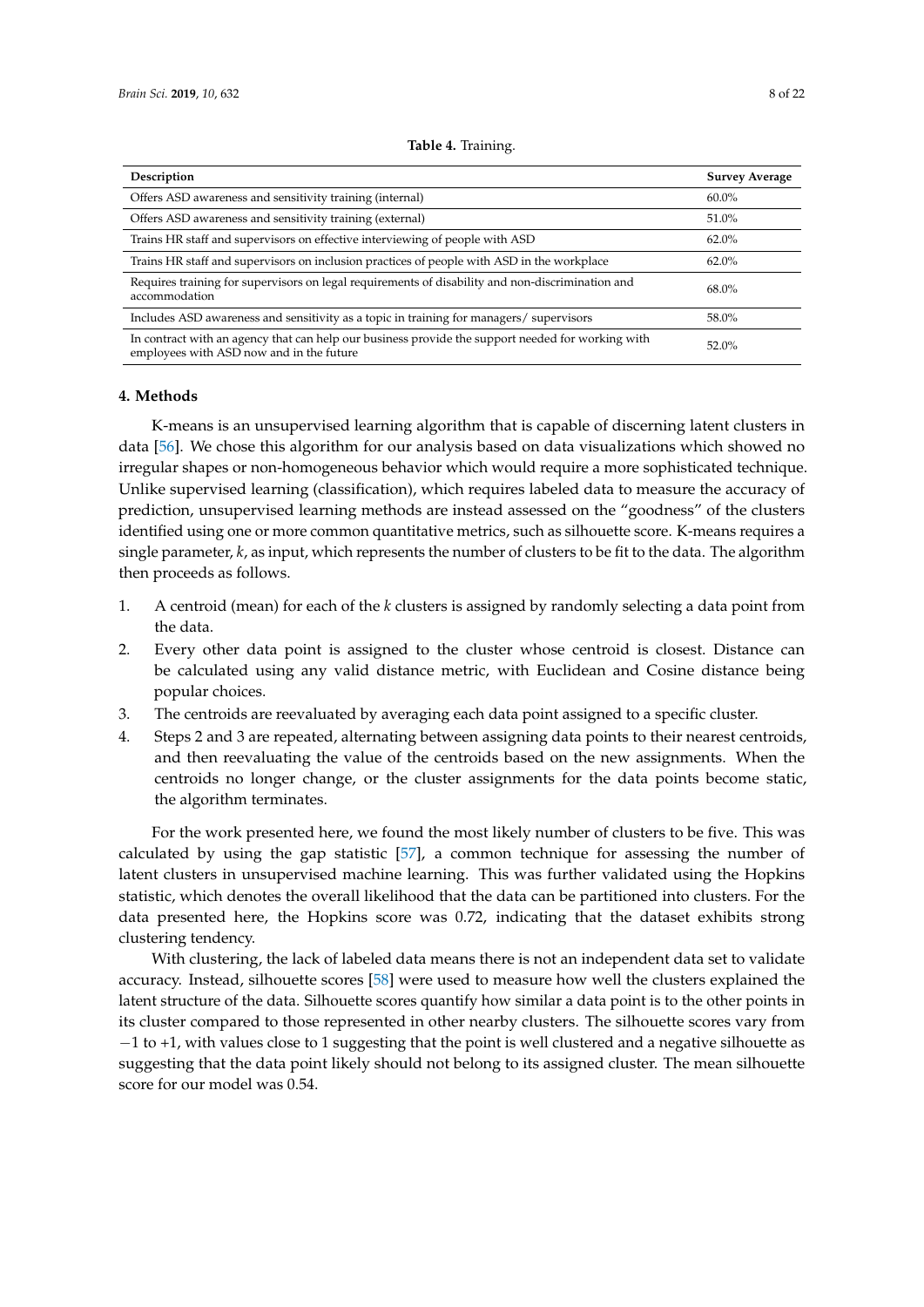**Table 4.** Training.

| Description | Survey Average |
| --- | --- |
| Offers ASD awareness and sensitivity training (internal) | 60.0% |
| Offers ASD awareness and sensitivity training (external) | 51.0% |
| Trains HR staff and supervisors on effective interviewing of people with ASD | 62.0% |
| Trains HR staff and supervisors on inclusion practices of people with ASD in the workplace | 62.0% |
| Requires training for supervisors on legal requirements of disability and non-discrimination and accommodation | 68.0% |
| Includes ASD awareness and sensitivity as a topic in training for managers/ supervisors | 58.0% |
| In contract with an agency that can help our business provide the support needed for working with employees with ASD now and in the future | 52.0% |

## 4. Methods

K-means is an unsupervised learning algorithm that is capable of discerning latent clusters in data [56]. We chose this algorithm for our analysis based on data visualizations which showed no irregular shapes or non-homogeneous behavior which would require a more sophisticated technique. Unlike supervised learning (classification), which requires labeled data to measure the accuracy of prediction, unsupervised learning methods are instead assessed on the "goodness" of the clusters identified using one or more common quantitative metrics, such as silhouette score. K-means requires a single parameter, $k$, as input, which represents the number of clusters to be fit to the data. The algorithm then proceeds as follows.

1. A centroid (mean) for each of the $k$ clusters is assigned by randomly selecting a data point from the data.
2. Every other data point is assigned to the cluster whose centroid is closest. Distance can be calculated using any valid distance metric, with Euclidean and Cosine distance being popular choices.
3. The centroids are reevaluated by averaging each data point assigned to a specific cluster.
4. Steps 2 and 3 are repeated, alternating between assigning data points to their nearest centroids, and then reevaluating the value of the centroids based on the new assignments. When the centroids no longer change, or the cluster assignments for the data points become static, the algorithm terminates.

For the work presented here, we found the most likely number of clusters to be five. This was calculated by using the gap statistic [57], a common technique for assessing the number of latent clusters in unsupervised machine learning. This was further validated using the Hopkins statistic, which denotes the overall likelihood that the data can be partitioned into clusters. For the data presented here, the Hopkins score was 0.72, indicating that the dataset exhibits strong clustering tendency.

With clustering, the lack of labeled data means there is not an independent data set to validate accuracy. Instead, silhouette scores [58] were used to measure how well the clusters explained the latent structure of the data. Silhouette scores quantify how similar a data point is to the other points in its cluster compared to those represented in other nearby clusters. The silhouette scores vary from $-1$ to $+1$, with values close to 1 suggesting that the point is well clustered and a negative silhouette as suggesting that the data point likely should not belong to its assigned cluster. The mean silhouette score for our model was 0.54.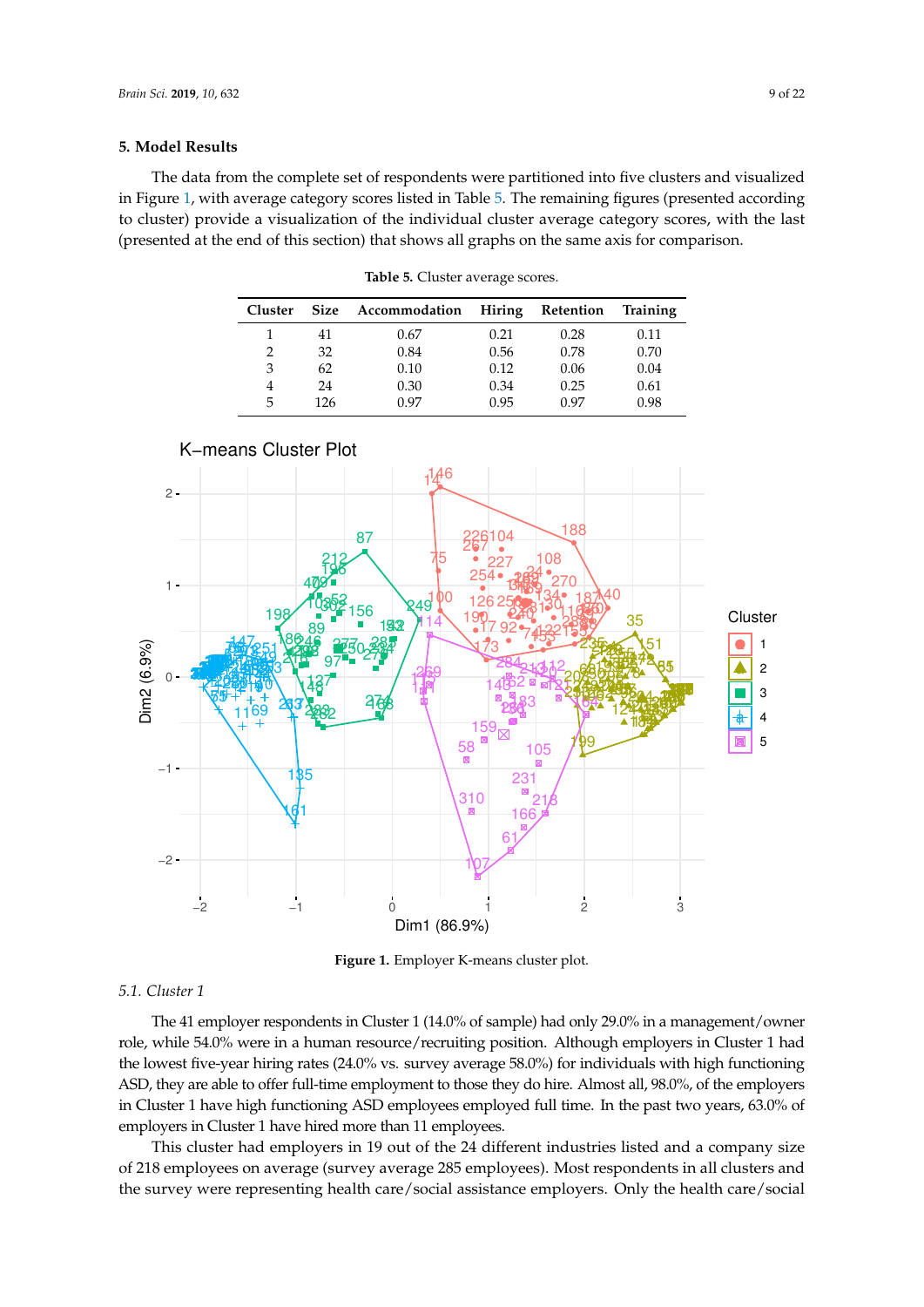## 5. Model Results

The data from the complete set of respondents were partitioned into five clusters and visualized in Figure 1, with average category scores listed in Table 5. The remaining figures (presented according to cluster) provide a visualization of the individual cluster average category scores, with the last (presented at the end of this section) that shows all graphs on the same axis for comparison.

**Table 5.** Cluster average scores.

| Cluster | Size | Accommodation | Hiring | Retention | Training |
|---|---|---|---|---|---|
| 1 | 41 | 0.67 | 0.21 | 0.28 | 0.11 |
| 2 | 32 | 0.84 | 0.56 | 0.78 | 0.70 |
| 3 | 62 | 0.10 | 0.12 | 0.06 | 0.04 |
| 4 | 24 | 0.30 | 0.34 | 0.25 | 0.61 |
| 5 | 126 | 0.97 | 0.95 | 0.97 | 0.98 |

**Figure 1.** Employer K-means cluster plot.

### 5.1. Cluster 1

The 41 employer respondents in Cluster 1 (14.0% of sample) had only 29.0% in a management/owner role, while 54.0% were in a human resource/recruiting position. Although employers in Cluster 1 had the lowest five-year hiring rates (24.0% vs. survey average 58.0%) for individuals with high functioning ASD, they are able to offer full-time employment to those they do hire. Almost all, 98.0%, of the employers in Cluster 1 have high functioning ASD employees employed full time. In the past two years, 63.0% of employers in Cluster 1 have hired more than 11 employees.

This cluster had employers in 19 out of the 24 different industries listed and a company size of 218 employees on average (survey average 285 employees). Most respondents in all clusters and the survey were representing health care/social assistance employers. Only the health care/social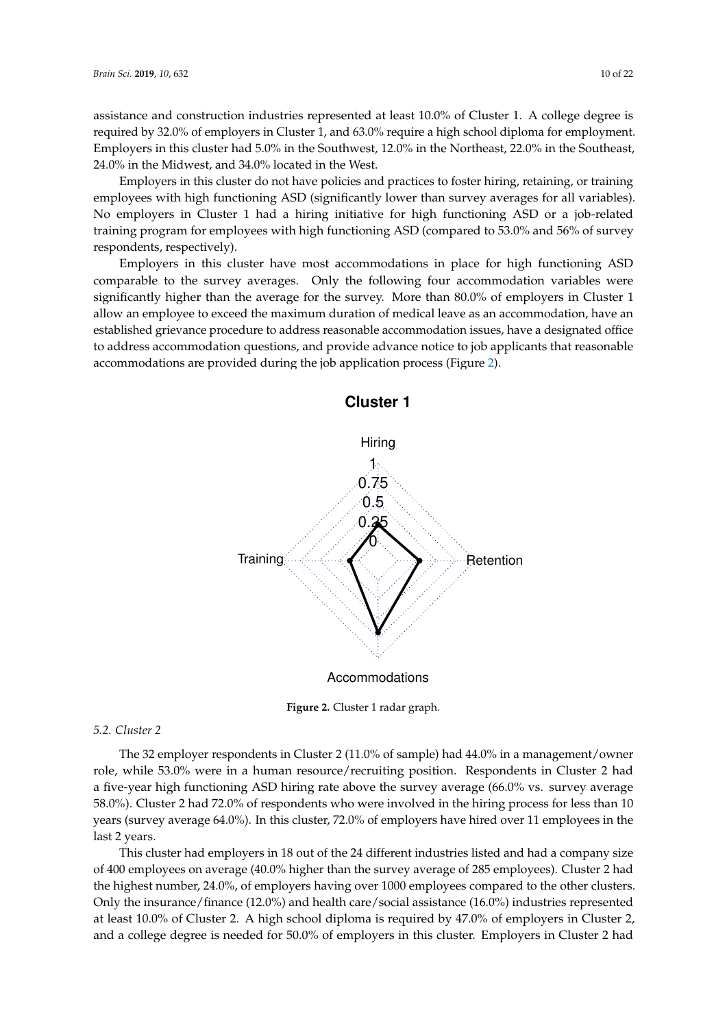assistance and construction industries represented at least 10.0% of Cluster 1. A college degree is required by 32.0% of employers in Cluster 1, and 63.0% require a high school diploma for employment. Employers in this cluster had 5.0% in the Southwest, 12.0% in the Northeast, 22.0% in the Southeast, 24.0% in the Midwest, and 34.0% located in the West.

Employers in this cluster do not have policies and practices to foster hiring, retaining, or training employees with high functioning ASD (significantly lower than survey averages for all variables). No employers in Cluster 1 had a hiring initiative for high functioning ASD or a job-related training program for employees with high functioning ASD (compared to 53.0% and 56% of survey respondents, respectively).

Employers in this cluster have most accommodations in place for high functioning ASD comparable to the survey averages. Only the following four accommodation variables were significantly higher than the average for the survey. More than 80.0% of employers in Cluster 1 allow an employee to exceed the maximum duration of medical leave as an accommodation, have an established grievance procedure to address reasonable accommodation issues, have a designated office to address accommodation questions, and provide advance notice to job applicants that reasonable accommodations are provided during the job application process (Figure 2).

**Figure 2.** Cluster 1 radar graph.

### 5.2. Cluster 2

The 32 employer respondents in Cluster 2 (11.0% of sample) had 44.0% in a management/owner role, while 53.0% were in a human resource/recruiting position. Respondents in Cluster 2 had a five-year high functioning ASD hiring rate above the survey average (66.0% vs. survey average 58.0%). Cluster 2 had 72.0% of respondents who were involved in the hiring process for less than 10 years (survey average 64.0%). In this cluster, 72.0% of employers have hired over 11 employees in the last 2 years.

This cluster had employers in 18 out of the 24 different industries listed and had a company size of 400 employees on average (40.0% higher than the survey average of 285 employees). Cluster 2 had the highest number, 24.0%, of employers having over 1000 employees compared to the other clusters. Only the insurance/finance (12.0%) and health care/social assistance (16.0%) industries represented at least 10.0% of Cluster 2. A high school diploma is required by 47.0% of employers in Cluster 2, and a college degree is needed for 50.0% of employers in this cluster. Employers in Cluster 2 had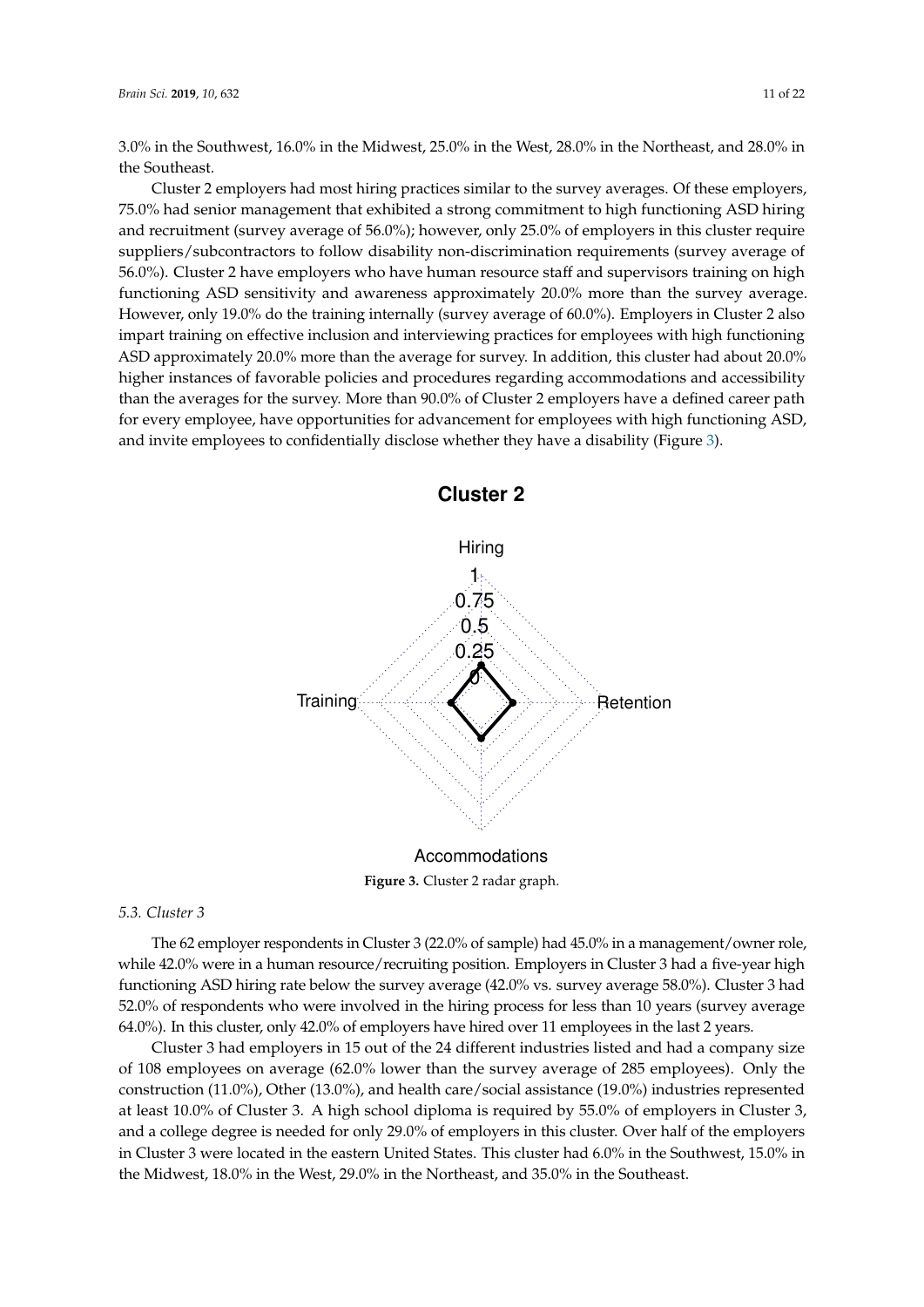3.0% in the Southwest, 16.0% in the Midwest, 25.0% in the West, 28.0% in the Northeast, and 28.0% in the Southeast.

Cluster 2 employers had most hiring practices similar to the survey averages. Of these employers, 75.0% had senior management that exhibited a strong commitment to high functioning ASD hiring and recruitment (survey average of 56.0%); however, only 25.0% of employers in this cluster require suppliers/subcontractors to follow disability non-discrimination requirements (survey average of 56.0%). Cluster 2 have employers who have human resource staff and supervisors training on high functioning ASD sensitivity and awareness approximately 20.0% more than the survey average. However, only 19.0% do the training internally (survey average of 60.0%). Employers in Cluster 2 also impart training on effective inclusion and interviewing practices for employees with high functioning ASD approximately 20.0% more than the average for survey. In addition, this cluster had about 20.0% higher instances of favorable policies and procedures regarding accommodations and accessibility than the averages for the survey. More than 90.0% of Cluster 2 employers have a defined career path for every employee, have opportunities for advancement for employees with high functioning ASD, and invite employees to confidentially disclose whether they have a disability (Figure 3).

**Cluster 2**

Hiring

1
0.75
0.5
0.25
0

Training

Retention

Accommodations

**Figure 3.** Cluster 2 radar graph.

### 5.3. Cluster 3

The 62 employer respondents in Cluster 3 (22.0% of sample) had 45.0% in a management/owner role, while 42.0% were in a human resource/recruiting position. Employers in Cluster 3 had a five-year high functioning ASD hiring rate below the survey average (42.0% vs. survey average 58.0%). Cluster 3 had 52.0% of respondents who were involved in the hiring process for less than 10 years (survey average 64.0%). In this cluster, only 42.0% of employers have hired over 11 employees in the last 2 years.

Cluster 3 had employers in 15 out of the 24 different industries listed and had a company size of 108 employees on average (62.0% lower than the survey average of 285 employees). Only the construction (11.0%), Other (13.0%), and health care/social assistance (19.0%) industries represented at least 10.0% of Cluster 3. A high school diploma is required by 55.0% of employers in Cluster 3, and a college degree is needed for only 29.0% of employers in this cluster. Over half of the employers in Cluster 3 were located in the eastern United States. This cluster had 6.0% in the Southwest, 15.0% in the Midwest, 18.0% in the West, 29.0% in the Northeast, and 35.0% in the Southeast.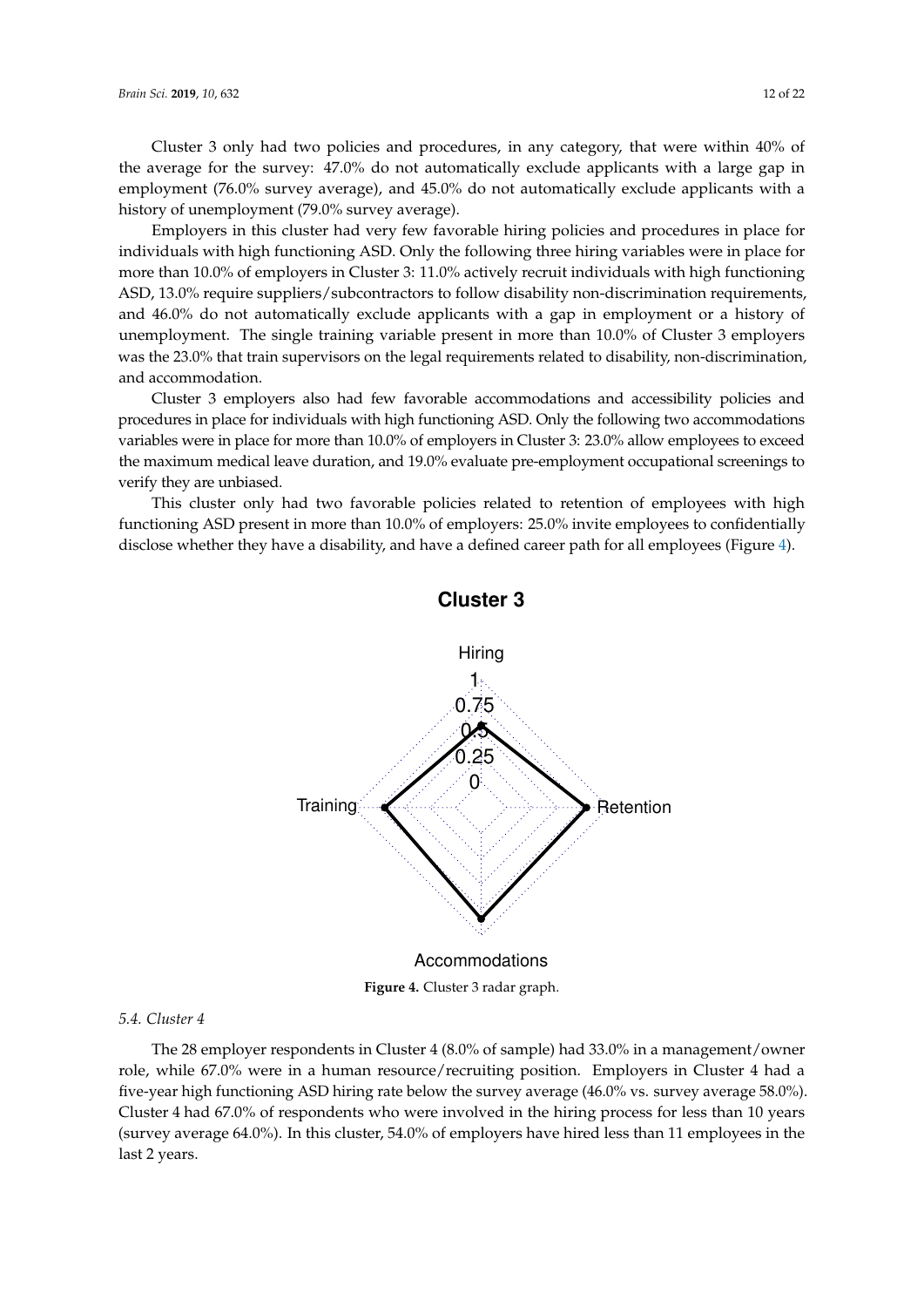Cluster 3 only had two policies and procedures, in any category, that were within 40% of the average for the survey: 47.0% do not automatically exclude applicants with a large gap in employment (76.0% survey average), and 45.0% do not automatically exclude applicants with a history of unemployment (79.0% survey average).

Employers in this cluster had very few favorable hiring policies and procedures in place for individuals with high functioning ASD. Only the following three hiring variables were in place for more than 10.0% of employers in Cluster 3: 11.0% actively recruit individuals with high functioning ASD, 13.0% require suppliers/subcontractors to follow disability non-discrimination requirements, and 46.0% do not automatically exclude applicants with a gap in employment or a history of unemployment. The single training variable present in more than 10.0% of Cluster 3 employers was the 23.0% that train supervisors on the legal requirements related to disability, non-discrimination, and accommodation.

Cluster 3 employers also had few favorable accommodations and accessibility policies and procedures in place for individuals with high functioning ASD. Only the following two accommodations variables were in place for more than 10.0% of employers in Cluster 3: 23.0% allow employees to exceed the maximum medical leave duration, and 19.0% evaluate pre-employment occupational screenings to verify they are unbiased.

This cluster only had two favorable policies related to retention of employees with high functioning ASD present in more than 10.0% of employers: 25.0% invite employees to confidentially disclose whether they have a disability, and have a defined career path for all employees (Figure 4).

**Cluster 3**

Hiring, Training, Retention, Accommodations (axis values: 0, 0.25, 0.5, 0.75, 1)

**Figure 4.** Cluster 3 radar graph.

### 5.4. Cluster 4

The 28 employer respondents in Cluster 4 (8.0% of sample) had 33.0% in a management/owner role, while 67.0% were in a human resource/recruiting position. Employers in Cluster 4 had a five-year high functioning ASD hiring rate below the survey average (46.0% vs. survey average 58.0%). Cluster 4 had 67.0% of respondents who were involved in the hiring process for less than 10 years (survey average 64.0%). In this cluster, 54.0% of employers have hired less than 11 employees in the last 2 years.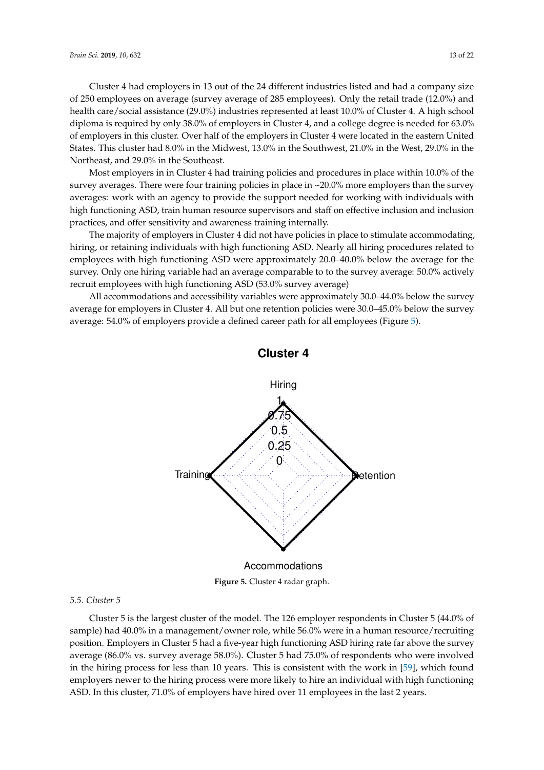Cluster 4 had employers in 13 out of the 24 different industries listed and had a company size of 250 employees on average (survey average of 285 employees). Only the retail trade (12.0%) and health care/social assistance (29.0%) industries represented at least 10.0% of Cluster 4. A high school diploma is required by only 38.0% of employers in Cluster 4, and a college degree is needed for 63.0% of employers in this cluster. Over half of the employers in Cluster 4 were located in the eastern United States. This cluster had 8.0% in the Midwest, 13.0% in the Southwest, 21.0% in the West, 29.0% in the Northeast, and 29.0% in the Southeast.

Most employers in in Cluster 4 had training policies and procedures in place within 10.0% of the survey averages. There were four training policies in place in ~20.0% more employers than the survey averages: work with an agency to provide the support needed for working with individuals with high functioning ASD, train human resource supervisors and staff on effective inclusion and inclusion practices, and offer sensitivity and awareness training internally.

The majority of employers in Cluster 4 did not have policies in place to stimulate accommodating, hiring, or retaining individuals with high functioning ASD. Nearly all hiring procedures related to employees with high functioning ASD were approximately 20.0–40.0% below the average for the survey. Only one hiring variable had an average comparable to to the survey average: 50.0% actively recruit employees with high functioning ASD (53.0% survey average)

All accommodations and accessibility variables were approximately 30.0–44.0% below the survey average for employers in Cluster 4. All but one retention policies were 30.0–45.0% below the survey average: 54.0% of employers provide a defined career path for all employees (Figure 5).

**Cluster 4**

Hiring

1
0.75
0.5
0.25
0

Training    Retention

Accommodations

**Figure 5.** Cluster 4 radar graph.

### *5.5. Cluster 5*

Cluster 5 is the largest cluster of the model. The 126 employer respondents in Cluster 5 (44.0% of sample) had 40.0% in a management/owner role, while 56.0% were in a human resource/recruiting position. Employers in Cluster 5 had a five-year high functioning ASD hiring rate far above the survey average (86.0% vs. survey average 58.0%). Cluster 5 had 75.0% of respondents who were involved in the hiring process for less than 10 years. This is consistent with the work in [59], which found employers newer to the hiring process were more likely to hire an individual with high functioning ASD. In this cluster, 71.0% of employers have hired over 11 employees in the last 2 years.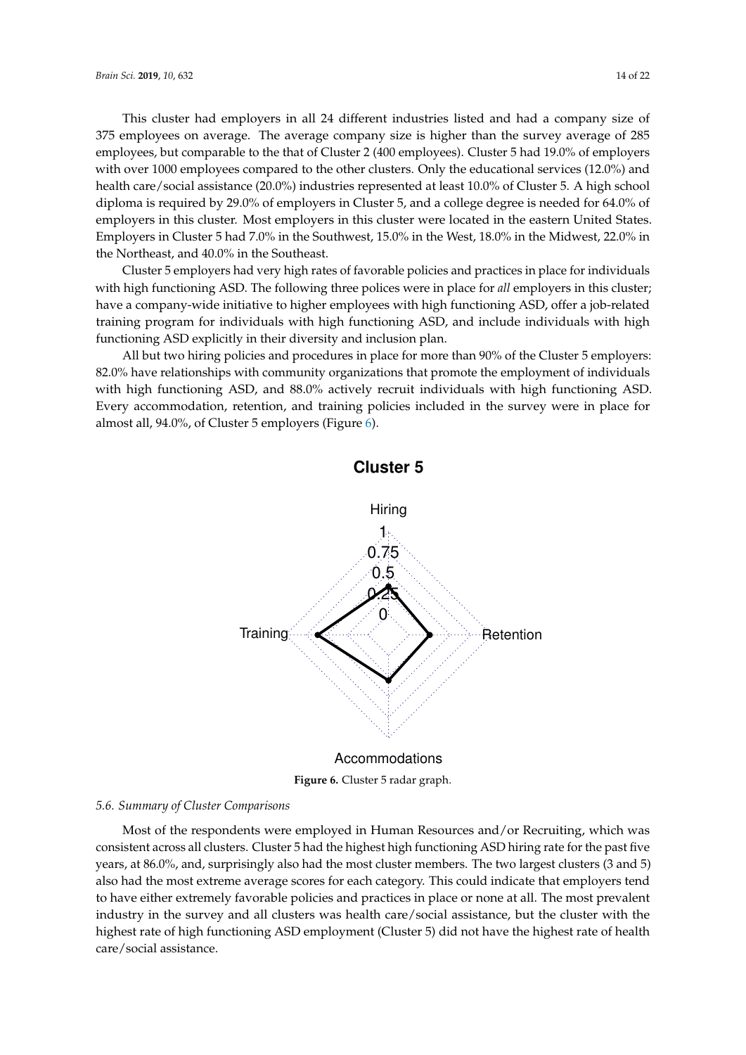This cluster had employers in all 24 different industries listed and had a company size of 375 employees on average. The average company size is higher than the survey average of 285 employees, but comparable to the that of Cluster 2 (400 employees). Cluster 5 had 19.0% of employers with over 1000 employees compared to the other clusters. Only the educational services (12.0%) and health care/social assistance (20.0%) industries represented at least 10.0% of Cluster 5. A high school diploma is required by 29.0% of employers in Cluster 5, and a college degree is needed for 64.0% of employers in this cluster. Most employers in this cluster were located in the eastern United States. Employers in Cluster 5 had 7.0% in the Southwest, 15.0% in the West, 18.0% in the Midwest, 22.0% in the Northeast, and 40.0% in the Southeast.

Cluster 5 employers had very high rates of favorable policies and practices in place for individuals with high functioning ASD. The following three polices were in place for *all* employers in this cluster; have a company-wide initiative to higher employees with high functioning ASD, offer a job-related training program for individuals with high functioning ASD, and include individuals with high functioning ASD explicitly in their diversity and inclusion plan.

All but two hiring policies and procedures in place for more than 90% of the Cluster 5 employers: 82.0% have relationships with community organizations that promote the employment of individuals with high functioning ASD, and 88.0% actively recruit individuals with high functioning ASD. Every accommodation, retention, and training policies included in the survey were in place for almost all, 94.0%, of Cluster 5 employers (Figure 6).

**Figure 6.** Cluster 5 radar graph.

### 5.6. Summary of Cluster Comparisons

Most of the respondents were employed in Human Resources and/or Recruiting, which was consistent across all clusters. Cluster 5 had the highest high functioning ASD hiring rate for the past five years, at 86.0%, and, surprisingly also had the most cluster members. The two largest clusters (3 and 5) also had the most extreme average scores for each category. This could indicate that employers tend to have either extremely favorable policies and practices in place or none at all. The most prevalent industry in the survey and all clusters was health care/social assistance, but the cluster with the highest rate of high functioning ASD employment (Cluster 5) did not have the highest rate of health care/social assistance.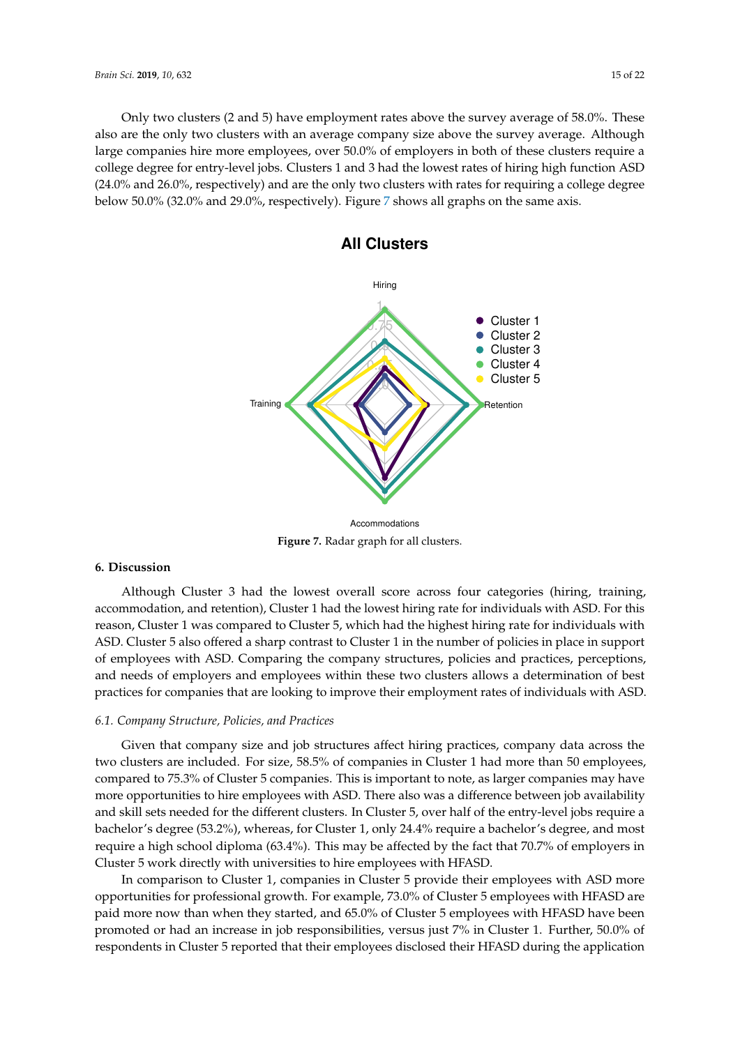Only two clusters (2 and 5) have employment rates above the survey average of 58.0%. These also are the only two clusters with an average company size above the survey average. Although large companies hire more employees, over 50.0% of employers in both of these clusters require a college degree for entry-level jobs. Clusters 1 and 3 had the lowest rates of hiring high function ASD (24.0% and 26.0%, respectively) and are the only two clusters with rates for requiring a college degree below 50.0% (32.0% and 29.0%, respectively). Figure 7 shows all graphs on the same axis.

**Figure 7.** Radar graph for all clusters.

## 6. Discussion

Although Cluster 3 had the lowest overall score across four categories (hiring, training, accommodation, and retention), Cluster 1 had the lowest hiring rate for individuals with ASD. For this reason, Cluster 1 was compared to Cluster 5, which had the highest hiring rate for individuals with ASD. Cluster 5 also offered a sharp contrast to Cluster 1 in the number of policies in place in support of employees with ASD. Comparing the company structures, policies and practices, perceptions, and needs of employers and employees within these two clusters allows a determination of best practices for companies that are looking to improve their employment rates of individuals with ASD.

### *6.1. Company Structure, Policies, and Practices*

Given that company size and job structures affect hiring practices, company data across the two clusters are included. For size, 58.5% of companies in Cluster 1 had more than 50 employees, compared to 75.3% of Cluster 5 companies. This is important to note, as larger companies may have more opportunities to hire employees with ASD. There also was a difference between job availability and skill sets needed for the different clusters. In Cluster 5, over half of the entry-level jobs require a bachelor's degree (53.2%), whereas, for Cluster 1, only 24.4% require a bachelor's degree, and most require a high school diploma (63.4%). This may be affected by the fact that 70.7% of employers in Cluster 5 work directly with universities to hire employees with HFASD.

In comparison to Cluster 1, companies in Cluster 5 provide their employees with ASD more opportunities for professional growth. For example, 73.0% of Cluster 5 employees with HFASD are paid more now than when they started, and 65.0% of Cluster 5 employees with HFASD have been promoted or had an increase in job responsibilities, versus just 7% in Cluster 1. Further, 50.0% of respondents in Cluster 5 reported that their employees disclosed their HFASD during the application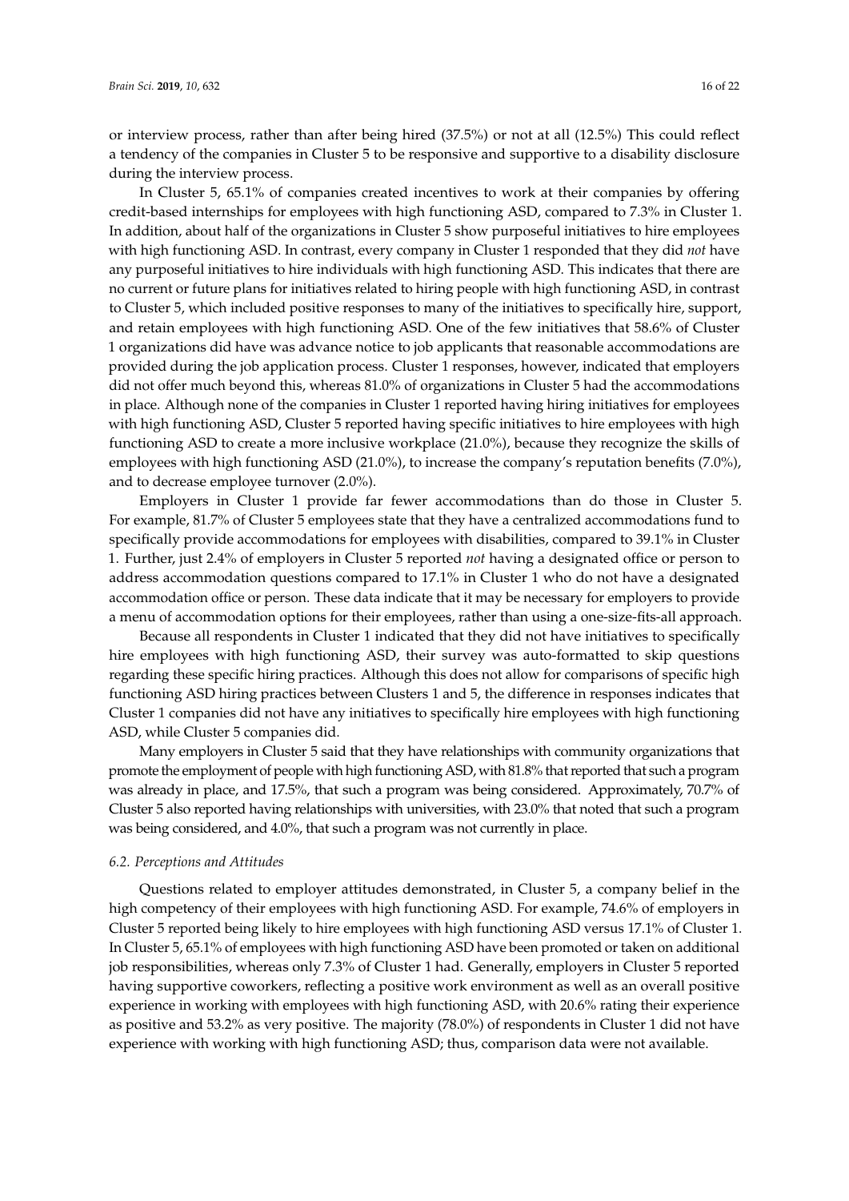or interview process, rather than after being hired (37.5%) or not at all (12.5%) This could reflect a tendency of the companies in Cluster 5 to be responsive and supportive to a disability disclosure during the interview process.

In Cluster 5, 65.1% of companies created incentives to work at their companies by offering credit-based internships for employees with high functioning ASD, compared to 7.3% in Cluster 1. In addition, about half of the organizations in Cluster 5 show purposeful initiatives to hire employees with high functioning ASD. In contrast, every company in Cluster 1 responded that they did *not* have any purposeful initiatives to hire individuals with high functioning ASD. This indicates that there are no current or future plans for initiatives related to hiring people with high functioning ASD, in contrast to Cluster 5, which included positive responses to many of the initiatives to specifically hire, support, and retain employees with high functioning ASD. One of the few initiatives that 58.6% of Cluster 1 organizations did have was advance notice to job applicants that reasonable accommodations are provided during the job application process. Cluster 1 responses, however, indicated that employers did not offer much beyond this, whereas 81.0% of organizations in Cluster 5 had the accommodations in place. Although none of the companies in Cluster 1 reported having hiring initiatives for employees with high functioning ASD, Cluster 5 reported having specific initiatives to hire employees with high functioning ASD to create a more inclusive workplace (21.0%), because they recognize the skills of employees with high functioning ASD (21.0%), to increase the company's reputation benefits (7.0%), and to decrease employee turnover (2.0%).

Employers in Cluster 1 provide far fewer accommodations than do those in Cluster 5. For example, 81.7% of Cluster 5 employees state that they have a centralized accommodations fund to specifically provide accommodations for employees with disabilities, compared to 39.1% in Cluster 1. Further, just 2.4% of employers in Cluster 5 reported *not* having a designated office or person to address accommodation questions compared to 17.1% in Cluster 1 who do not have a designated accommodation office or person. These data indicate that it may be necessary for employers to provide a menu of accommodation options for their employees, rather than using a one-size-fits-all approach.

Because all respondents in Cluster 1 indicated that they did not have initiatives to specifically hire employees with high functioning ASD, their survey was auto-formatted to skip questions regarding these specific hiring practices. Although this does not allow for comparisons of specific high functioning ASD hiring practices between Clusters 1 and 5, the difference in responses indicates that Cluster 1 companies did not have any initiatives to specifically hire employees with high functioning ASD, while Cluster 5 companies did.

Many employers in Cluster 5 said that they have relationships with community organizations that promote the employment of people with high functioning ASD, with 81.8% that reported that such a program was already in place, and 17.5%, that such a program was being considered. Approximately, 70.7% of Cluster 5 also reported having relationships with universities, with 23.0% that noted that such a program was being considered, and 4.0%, that such a program was not currently in place.

### *6.2. Perceptions and Attitudes*

Questions related to employer attitudes demonstrated, in Cluster 5, a company belief in the high competency of their employees with high functioning ASD. For example, 74.6% of employers in Cluster 5 reported being likely to hire employees with high functioning ASD versus 17.1% of Cluster 1. In Cluster 5, 65.1% of employees with high functioning ASD have been promoted or taken on additional job responsibilities, whereas only 7.3% of Cluster 1 had. Generally, employers in Cluster 5 reported having supportive coworkers, reflecting a positive work environment as well as an overall positive experience in working with employees with high functioning ASD, with 20.6% rating their experience as positive and 53.2% as very positive. The majority (78.0%) of respondents in Cluster 1 did not have experience with working with high functioning ASD; thus, comparison data were not available.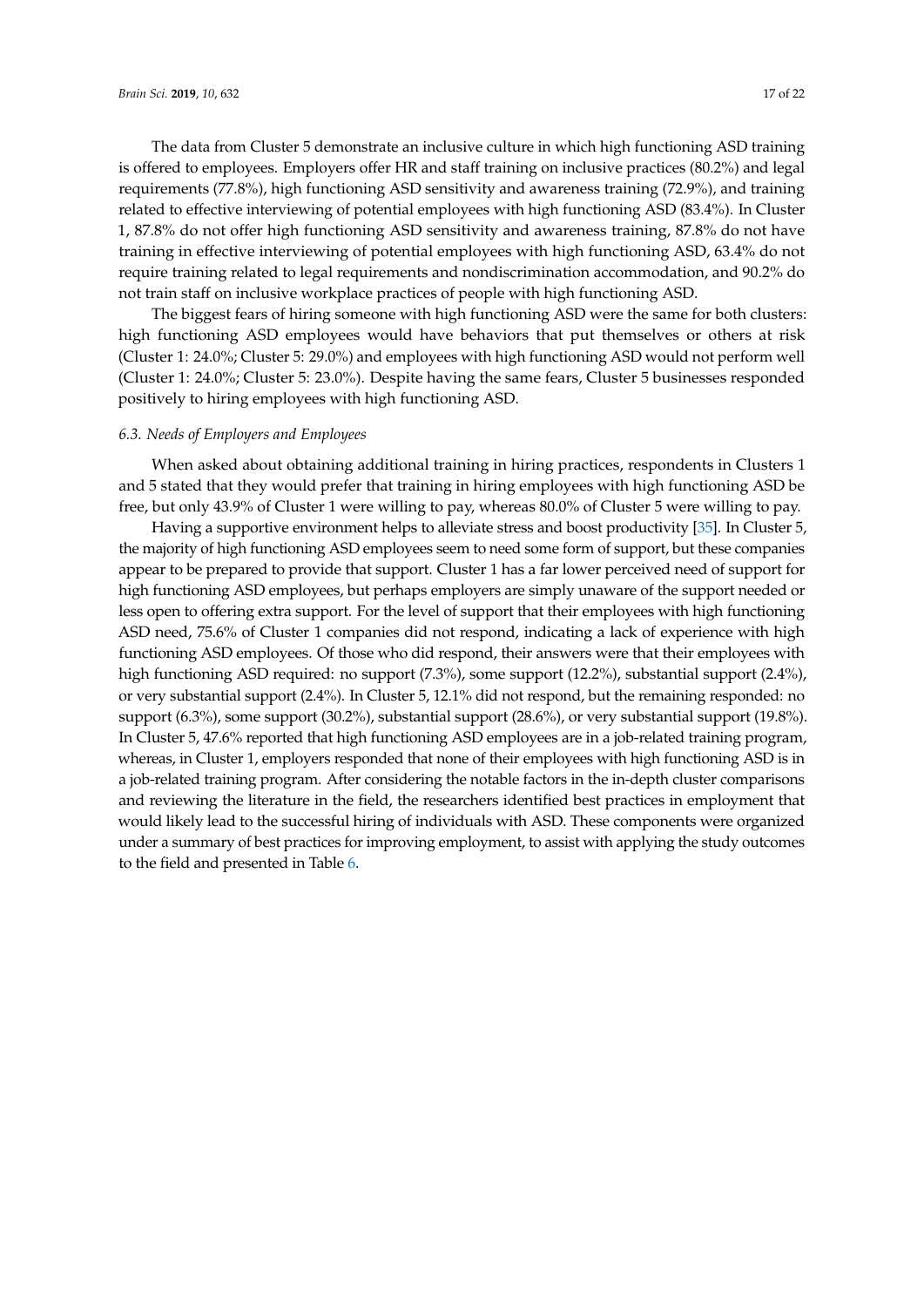The data from Cluster 5 demonstrate an inclusive culture in which high functioning ASD training is offered to employees. Employers offer HR and staff training on inclusive practices (80.2%) and legal requirements (77.8%), high functioning ASD sensitivity and awareness training (72.9%), and training related to effective interviewing of potential employees with high functioning ASD (83.4%). In Cluster 1, 87.8% do not offer high functioning ASD sensitivity and awareness training, 87.8% do not have training in effective interviewing of potential employees with high functioning ASD, 63.4% do not require training related to legal requirements and nondiscrimination accommodation, and 90.2% do not train staff on inclusive workplace practices of people with high functioning ASD.

The biggest fears of hiring someone with high functioning ASD were the same for both clusters: high functioning ASD employees would have behaviors that put themselves or others at risk (Cluster 1: 24.0%; Cluster 5: 29.0%) and employees with high functioning ASD would not perform well (Cluster 1: 24.0%; Cluster 5: 23.0%). Despite having the same fears, Cluster 5 businesses responded positively to hiring employees with high functioning ASD.

### *6.3. Needs of Employers and Employees*

When asked about obtaining additional training in hiring practices, respondents in Clusters 1 and 5 stated that they would prefer that training in hiring employees with high functioning ASD be free, but only 43.9% of Cluster 1 were willing to pay, whereas 80.0% of Cluster 5 were willing to pay.

Having a supportive environment helps to alleviate stress and boost productivity [35]. In Cluster 5, the majority of high functioning ASD employees seem to need some form of support, but these companies appear to be prepared to provide that support. Cluster 1 has a far lower perceived need of support for high functioning ASD employees, but perhaps employers are simply unaware of the support needed or less open to offering extra support. For the level of support that their employees with high functioning ASD need, 75.6% of Cluster 1 companies did not respond, indicating a lack of experience with high functioning ASD employees. Of those who did respond, their answers were that their employees with high functioning ASD required: no support (7.3%), some support (12.2%), substantial support (2.4%), or very substantial support (2.4%). In Cluster 5, 12.1% did not respond, but the remaining responded: no support (6.3%), some support (30.2%), substantial support (28.6%), or very substantial support (19.8%). In Cluster 5, 47.6% reported that high functioning ASD employees are in a job-related training program, whereas, in Cluster 1, employers responded that none of their employees with high functioning ASD is in a job-related training program. After considering the notable factors in the in-depth cluster comparisons and reviewing the literature in the field, the researchers identified best practices in employment that would likely lead to the successful hiring of individuals with ASD. These components were organized under a summary of best practices for improving employment, to assist with applying the study outcomes to the field and presented in Table 6.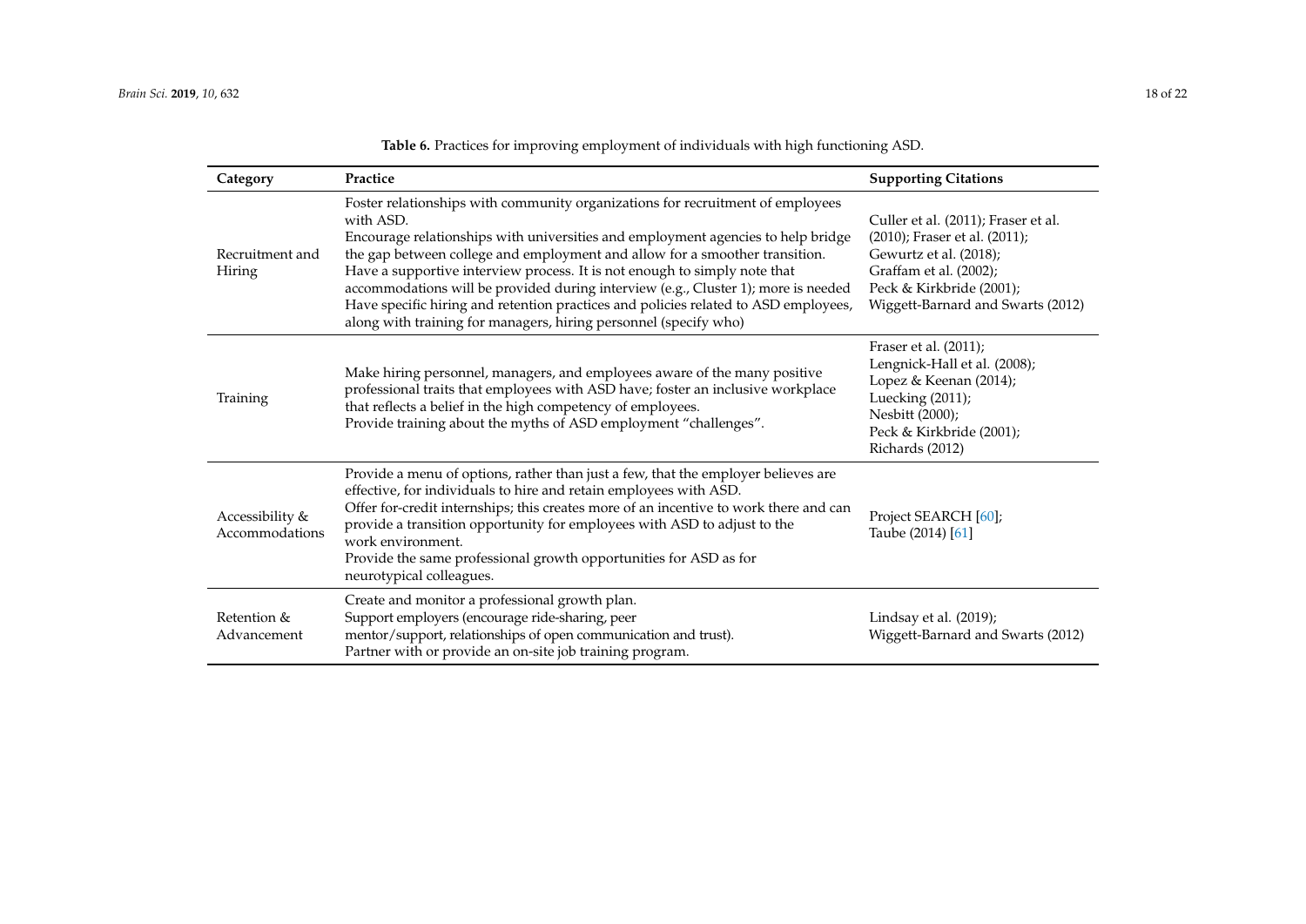**Table 6.** Practices for improving employment of individuals with high functioning ASD.

| Category | Practice | Supporting Citations |
|---|---|---|
| Recruitment and Hiring | Foster relationships with community organizations for recruitment of employees with ASD.<br>Encourage relationships with universities and employment agencies to help bridge the gap between college and employment and allow for a smoother transition.<br>Have a supportive interview process. It is not enough to simply note that accommodations will be provided during interview (e.g., Cluster 1); more is needed<br>Have specific hiring and retention practices and policies related to ASD employees, along with training for managers, hiring personnel (specify who) | Culler et al. (2011); Fraser et al. (2010); Fraser et al. (2011); Gewurtz et al. (2018); Graffam et al. (2002); Peck & Kirkbride (2001); Wiggett-Barnard and Swarts (2012) |
| Training | Make hiring personnel, managers, and employees aware of the many positive professional traits that employees with ASD have; foster an inclusive workplace that reflects a belief in the high competency of employees.<br>Provide training about the myths of ASD employment "challenges". | Fraser et al. (2011); Lengnick-Hall et al. (2008); Lopez & Keenan (2014); Luecking (2011); Nesbitt (2000); Peck & Kirkbride (2001); Richards (2012) |
| Accessibility & Accommodations | Provide a menu of options, rather than just a few, that the employer believes are effective, for individuals to hire and retain employees with ASD.<br>Offer for-credit internships; this creates more of an incentive to work there and can provide a transition opportunity for employees with ASD to adjust to the work environment.<br>Provide the same professional growth opportunities for ASD as for neurotypical colleagues. | Project SEARCH [60]; Taube (2014) [61] |
| Retention & Advancement | Create and monitor a professional growth plan.<br>Support employers (encourage ride-sharing, peer mentor/support, relationships of open communication and trust).<br>Partner with or provide an on-site job training program. | Lindsay et al. (2019); Wiggett-Barnard and Swarts (2012) |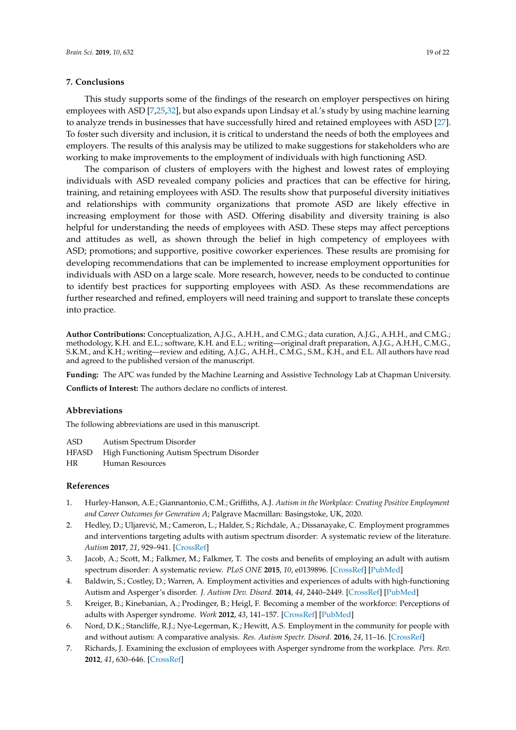## 7. Conclusions

This study supports some of the findings of the research on employer perspectives on hiring employees with ASD [7,25,32], but also expands upon Lindsay et al.'s study by using machine learning to analyze trends in businesses that have successfully hired and retained employees with ASD [27]. To foster such diversity and inclusion, it is critical to understand the needs of both the employees and employers. The results of this analysis may be utilized to make suggestions for stakeholders who are working to make improvements to the employment of individuals with high functioning ASD.

The comparison of clusters of employers with the highest and lowest rates of employing individuals with ASD revealed company policies and practices that can be effective for hiring, training, and retaining employees with ASD. The results show that purposeful diversity initiatives and relationships with community organizations that promote ASD are likely effective in increasing employment for those with ASD. Offering disability and diversity training is also helpful for understanding the needs of employees with ASD. These steps may affect perceptions and attitudes as well, as shown through the belief in high competency of employees with ASD; promotions; and supportive, positive coworker experiences. These results are promising for developing recommendations that can be implemented to increase employment opportunities for individuals with ASD on a large scale. More research, however, needs to be conducted to continue to identify best practices for supporting employees with ASD. As these recommendations are further researched and refined, employers will need training and support to translate these concepts into practice.

**Author Contributions:** Conceptualization, A.J.G., A.H.H., and C.M.G.; data curation, A.J.G., A.H.H., and C.M.G.; methodology, K.H. and E.L.; software, K.H. and E.L.; writing—original draft preparation, A.J.G., A.H.H., C.M.G., S.K.M., and K.H.; writing—review and editing, A.J.G., A.H.H., C.M.G., S.M., K.H., and E.L. All authors have read and agreed to the published version of the manuscript.

**Funding:** The APC was funded by the Machine Learning and Assistive Technology Lab at Chapman University.

**Conflicts of Interest:** The authors declare no conflicts of interest.

## Abbreviations

The following abbreviations are used in this manuscript.

| | |
|---|---|
| ASD | Autism Spectrum Disorder |
| HFASD | High Functioning Autism Spectrum Disorder |
| HR | Human Resources |

## References

1. Hurley-Hanson, A.E.; Giannantonio, C.M.; Griffiths, A.J. *Autism in the Workplace: Creating Positive Employment and Career Outcomes for Generation A*; Palgrave Macmillan: Basingstoke, UK, 2020.
2. Hedley, D.; Uljarević, M.; Cameron, L.; Halder, S.; Richdale, A.; Dissanayake, C. Employment programmes and interventions targeting adults with autism spectrum disorder: A systematic review of the literature. *Autism* **2017**, *21*, 929–941. [CrossRef]
3. Jacob, A.; Scott, M.; Falkmer, M.; Falkmer, T. The costs and benefits of employing an adult with autism spectrum disorder: A systematic review. *PLoS ONE* **2015**, *10*, e0139896. [CrossRef] [PubMed]
4. Baldwin, S.; Costley, D.; Warren, A. Employment activities and experiences of adults with high-functioning Autism and Asperger's disorder. *J. Autism Dev. Disord.* **2014**, *44*, 2440–2449. [CrossRef] [PubMed]
5. Kreiger, B.; Kinebanian, A.; Prodinger, B.; Heigl, F. Becoming a member of the workforce: Perceptions of adults with Asperger syndrome. *Work* **2012**, *43*, 141–157. [CrossRef] [PubMed]
6. Nord, D.K.; Stancliffe, R.J.; Nye-Legerman, K.; Hewitt, A.S. Employment in the community for people with and without autism: A comparative analysis. *Res. Autism Spectr. Disord.* **2016**, *24*, 11–16. [CrossRef]
7. Richards, J. Examining the exclusion of employees with Asperger syndrome from the workplace. *Pers. Rev.* **2012**, *41*, 630–646. [CrossRef]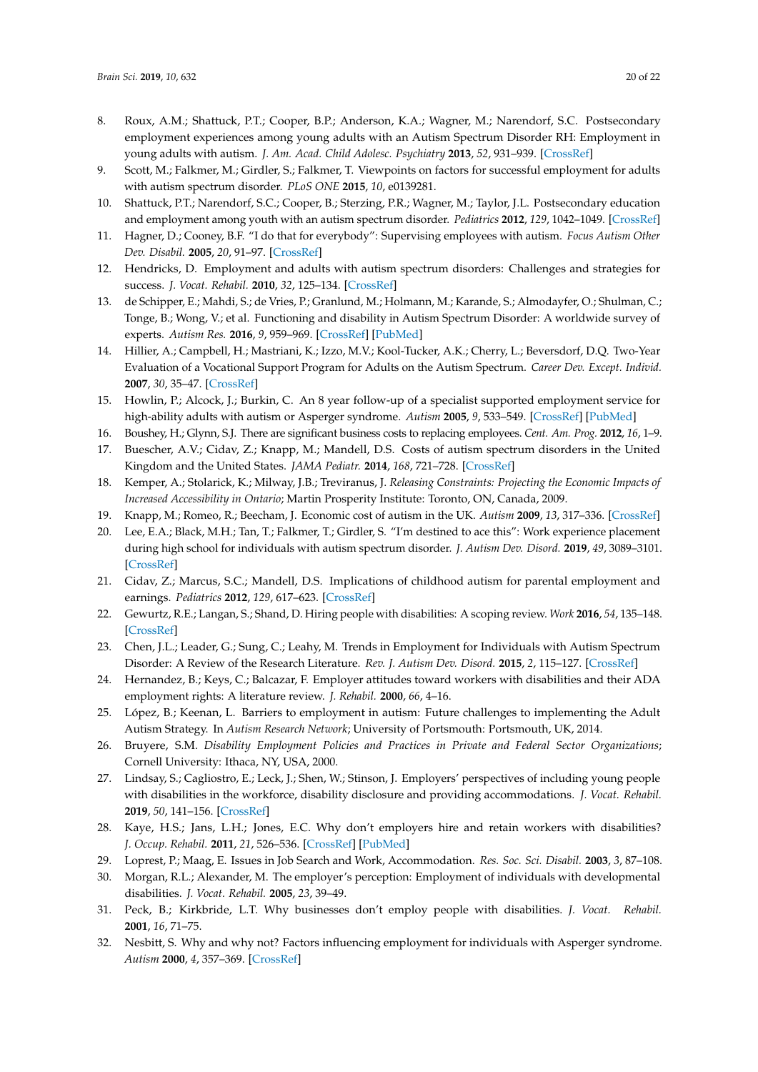8. Roux, A.M.; Shattuck, P.T.; Cooper, B.P.; Anderson, K.A.; Wagner, M.; Narendorf, S.C. Postsecondary employment experiences among young adults with an Autism Spectrum Disorder RH: Employment in young adults with autism. *J. Am. Acad. Child Adolesc. Psychiatry* **2013**, *52*, 931–939. [CrossRef]
9. Scott, M.; Falkmer, M.; Girdler, S.; Falkmer, T. Viewpoints on factors for successful employment for adults with autism spectrum disorder. *PLoS ONE* **2015**, *10*, e0139281.
10. Shattuck, P.T.; Narendorf, S.C.; Cooper, B.; Sterzing, P.R.; Wagner, M.; Taylor, J.L. Postsecondary education and employment among youth with an autism spectrum disorder. *Pediatrics* **2012**, *129*, 1042–1049. [CrossRef]
11. Hagner, D.; Cooney, B.F. "I do that for everybody": Supervising employees with autism. *Focus Autism Other Dev. Disabil.* **2005**, *20*, 91–97. [CrossRef]
12. Hendricks, D. Employment and adults with autism spectrum disorders: Challenges and strategies for success. *J. Vocat. Rehabil.* **2010**, *32*, 125–134. [CrossRef]
13. de Schipper, E.; Mahdi, S.; de Vries, P.; Granlund, M.; Holmann, M.; Karande, S.; Almodayfer, O.; Shulman, C.; Tonge, B.; Wong, V.; et al. Functioning and disability in Autism Spectrum Disorder: A worldwide survey of experts. *Autism Res.* **2016**, *9*, 959–969. [CrossRef] [PubMed]
14. Hillier, A.; Campbell, H.; Mastriani, K.; Izzo, M.V.; Kool-Tucker, A.K.; Cherry, L.; Beversdorf, D.Q. Two-Year Evaluation of a Vocational Support Program for Adults on the Autism Spectrum. *Career Dev. Except. Individ.* **2007**, *30*, 35–47. [CrossRef]
15. Howlin, P.; Alcock, J.; Burkin, C. An 8 year follow-up of a specialist supported employment service for high-ability adults with autism or Asperger syndrome. *Autism* **2005**, *9*, 533–549. [CrossRef] [PubMed]
16. Boushey, H.; Glynn, S.J. There are significant business costs to replacing employees. *Cent. Am. Prog.* **2012**, *16*, 1–9.
17. Buescher, A.V.; Cidav, Z.; Knapp, M.; Mandell, D.S. Costs of autism spectrum disorders in the United Kingdom and the United States. *JAMA Pediatr.* **2014**, *168*, 721–728. [CrossRef]
18. Kemper, A.; Stolarick, K.; Milway, J.B.; Treviranus, J. *Releasing Constraints: Projecting the Economic Impacts of Increased Accessibility in Ontario*; Martin Prosperity Institute: Toronto, ON, Canada, 2009.
19. Knapp, M.; Romeo, R.; Beecham, J. Economic cost of autism in the UK. *Autism* **2009**, *13*, 317–336. [CrossRef]
20. Lee, E.A.; Black, M.H.; Tan, T.; Falkmer, T.; Girdler, S. "I'm destined to ace this": Work experience placement during high school for individuals with autism spectrum disorder. *J. Autism Dev. Disord.* **2019**, *49*, 3089–3101. [CrossRef]
21. Cidav, Z.; Marcus, S.C.; Mandell, D.S. Implications of childhood autism for parental employment and earnings. *Pediatrics* **2012**, *129*, 617–623. [CrossRef]
22. Gewurtz, R.E.; Langan, S.; Shand, D. Hiring people with disabilities: A scoping review. *Work* **2016**, *54*, 135–148. [CrossRef]
23. Chen, J.L.; Leader, G.; Sung, C.; Leahy, M. Trends in Employment for Individuals with Autism Spectrum Disorder: A Review of the Research Literature. *Rev. J. Autism Dev. Disord.* **2015**, *2*, 115–127. [CrossRef]
24. Hernandez, B.; Keys, C.; Balcazar, F. Employer attitudes toward workers with disabilities and their ADA employment rights: A literature review. *J. Rehabil.* **2000**, *66*, 4–16.
25. López, B.; Keenan, L. Barriers to employment in autism: Future challenges to implementing the Adult Autism Strategy. In *Autism Research Network*; University of Portsmouth: Portsmouth, UK, 2014.
26. Bruyere, S.M. *Disability Employment Policies and Practices in Private and Federal Sector Organizations*; Cornell University: Ithaca, NY, USA, 2000.
27. Lindsay, S.; Cagliostro, E.; Leck, J.; Shen, W.; Stinson, J. Employers' perspectives of including young people with disabilities in the workforce, disability disclosure and providing accommodations. *J. Vocat. Rehabil.* **2019**, *50*, 141–156. [CrossRef]
28. Kaye, H.S.; Jans, L.H.; Jones, E.C. Why don't employers hire and retain workers with disabilities? *J. Occup. Rehabil.* **2011**, *21*, 526–536. [CrossRef] [PubMed]
29. Loprest, P.; Maag, E. Issues in Job Search and Work, Accommodation. *Res. Soc. Sci. Disabil.* **2003**, *3*, 87–108.
30. Morgan, R.L.; Alexander, M. The employer's perception: Employment of individuals with developmental disabilities. *J. Vocat. Rehabil.* **2005**, *23*, 39–49.
31. Peck, B.; Kirkbride, L.T. Why businesses don't employ people with disabilities. *J. Vocat. Rehabil.* **2001**, *16*, 71–75.
32. Nesbitt, S. Why and why not? Factors influencing employment for individuals with Asperger syndrome. *Autism* **2000**, *4*, 357–369. [CrossRef]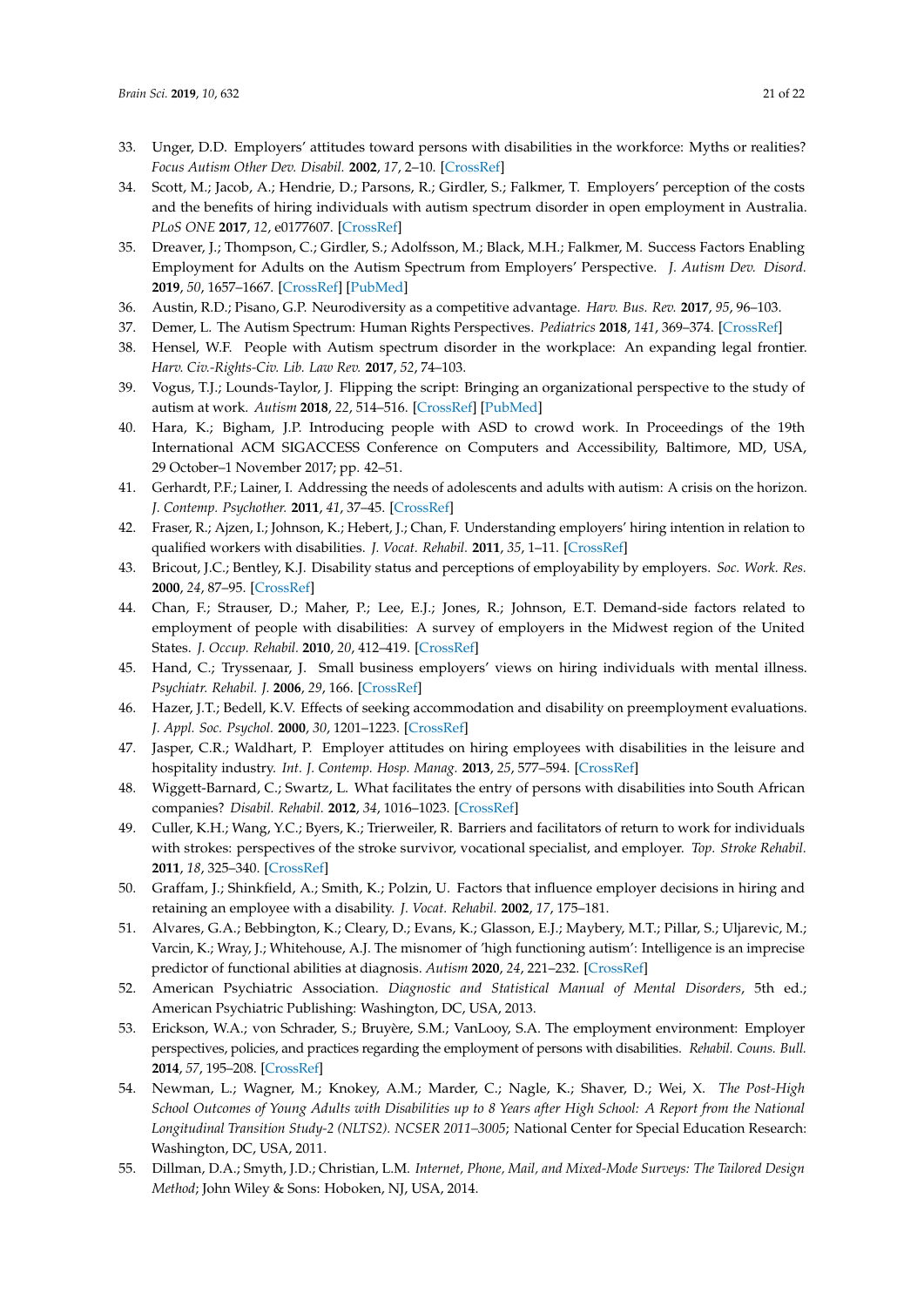33. Unger, D.D. Employers' attitudes toward persons with disabilities in the workforce: Myths or realities? *Focus Autism Other Dev. Disabil.* **2002**, *17*, 2–10. [CrossRef]
34. Scott, M.; Jacob, A.; Hendrie, D.; Parsons, R.; Girdler, S.; Falkmer, T. Employers' perception of the costs and the benefits of hiring individuals with autism spectrum disorder in open employment in Australia. *PLoS ONE* **2017**, *12*, e0177607. [CrossRef]
35. Dreaver, J.; Thompson, C.; Girdler, S.; Adolfsson, M.; Black, M.H.; Falkmer, M. Success Factors Enabling Employment for Adults on the Autism Spectrum from Employers' Perspective. *J. Autism Dev. Disord.* **2019**, *50*, 1657–1667. [CrossRef] [PubMed]
36. Austin, R.D.; Pisano, G.P. Neurodiversity as a competitive advantage. *Harv. Bus. Rev.* **2017**, *95*, 96–103.
37. Demer, L. The Autism Spectrum: Human Rights Perspectives. *Pediatrics* **2018**, *141*, 369–374. [CrossRef]
38. Hensel, W.F. People with Autism spectrum disorder in the workplace: An expanding legal frontier. *Harv. Civ.-Rights-Civ. Lib. Law Rev.* **2017**, *52*, 74–103.
39. Vogus, T.J.; Lounds-Taylor, J. Flipping the script: Bringing an organizational perspective to the study of autism at work. *Autism* **2018**, *22*, 514–516. [CrossRef] [PubMed]
40. Hara, K.; Bigham, J.P. Introducing people with ASD to crowd work. In Proceedings of the 19th International ACM SIGACCESS Conference on Computers and Accessibility, Baltimore, MD, USA, 29 October–1 November 2017; pp. 42–51.
41. Gerhardt, P.F.; Lainer, I. Addressing the needs of adolescents and adults with autism: A crisis on the horizon. *J. Contemp. Psychother.* **2011**, *41*, 37–45. [CrossRef]
42. Fraser, R.; Ajzen, I.; Johnson, K.; Hebert, J.; Chan, F. Understanding employers' hiring intention in relation to qualified workers with disabilities. *J. Vocat. Rehabil.* **2011**, *35*, 1–11. [CrossRef]
43. Bricout, J.C.; Bentley, K.J. Disability status and perceptions of employability by employers. *Soc. Work. Res.* **2000**, *24*, 87–95. [CrossRef]
44. Chan, F.; Strauser, D.; Maher, P.; Lee, E.J.; Jones, R.; Johnson, E.T. Demand-side factors related to employment of people with disabilities: A survey of employers in the Midwest region of the United States. *J. Occup. Rehabil.* **2010**, *20*, 412–419. [CrossRef]
45. Hand, C.; Tryssenaar, J. Small business employers' views on hiring individuals with mental illness. *Psychiatr. Rehabil. J.* **2006**, *29*, 166. [CrossRef]
46. Hazer, J.T.; Bedell, K.V. Effects of seeking accommodation and disability on preemployment evaluations. *J. Appl. Soc. Psychol.* **2000**, *30*, 1201–1223. [CrossRef]
47. Jasper, C.R.; Waldhart, P. Employer attitudes on hiring employees with disabilities in the leisure and hospitality industry. *Int. J. Contemp. Hosp. Manag.* **2013**, *25*, 577–594. [CrossRef]
48. Wiggett-Barnard, C.; Swartz, L. What facilitates the entry of persons with disabilities into South African companies? *Disabil. Rehabil.* **2012**, *34*, 1016–1023. [CrossRef]
49. Culler, K.H.; Wang, Y.C.; Byers, K.; Trierweiler, R. Barriers and facilitators of return to work for individuals with strokes: perspectives of the stroke survivor, vocational specialist, and employer. *Top. Stroke Rehabil.* **2011**, *18*, 325–340. [CrossRef]
50. Graffam, J.; Shinkfield, A.; Smith, K.; Polzin, U. Factors that influence employer decisions in hiring and retaining an employee with a disability. *J. Vocat. Rehabil.* **2002**, *17*, 175–181.
51. Alvares, G.A.; Bebbington, K.; Cleary, D.; Evans, K.; Glasson, E.J.; Maybery, M.T.; Pillar, S.; Uljarevic, M.; Varcin, K.; Wray, J.; Whitehouse, A.J. The misnomer of 'high functioning autism': Intelligence is an imprecise predictor of functional abilities at diagnosis. *Autism* **2020**, *24*, 221–232. [CrossRef]
52. American Psychiatric Association. *Diagnostic and Statistical Manual of Mental Disorders*, 5th ed.; American Psychiatric Publishing: Washington, DC, USA, 2013.
53. Erickson, W.A.; von Schrader, S.; Bruyère, S.M.; VanLooy, S.A. The employment environment: Employer perspectives, policies, and practices regarding the employment of persons with disabilities. *Rehabil. Couns. Bull.* **2014**, *57*, 195–208. [CrossRef]
54. Newman, L.; Wagner, M.; Knokey, A.M.; Marder, C.; Nagle, K.; Shaver, D.; Wei, X. *The Post-High School Outcomes of Young Adults with Disabilities up to 8 Years after High School: A Report from the National Longitudinal Transition Study-2 (NLTS2). NCSER 2011–3005*; National Center for Special Education Research: Washington, DC, USA, 2011.
55. Dillman, D.A.; Smyth, J.D.; Christian, L.M. *Internet, Phone, Mail, and Mixed-Mode Surveys: The Tailored Design Method*; John Wiley & Sons: Hoboken, NJ, USA, 2014.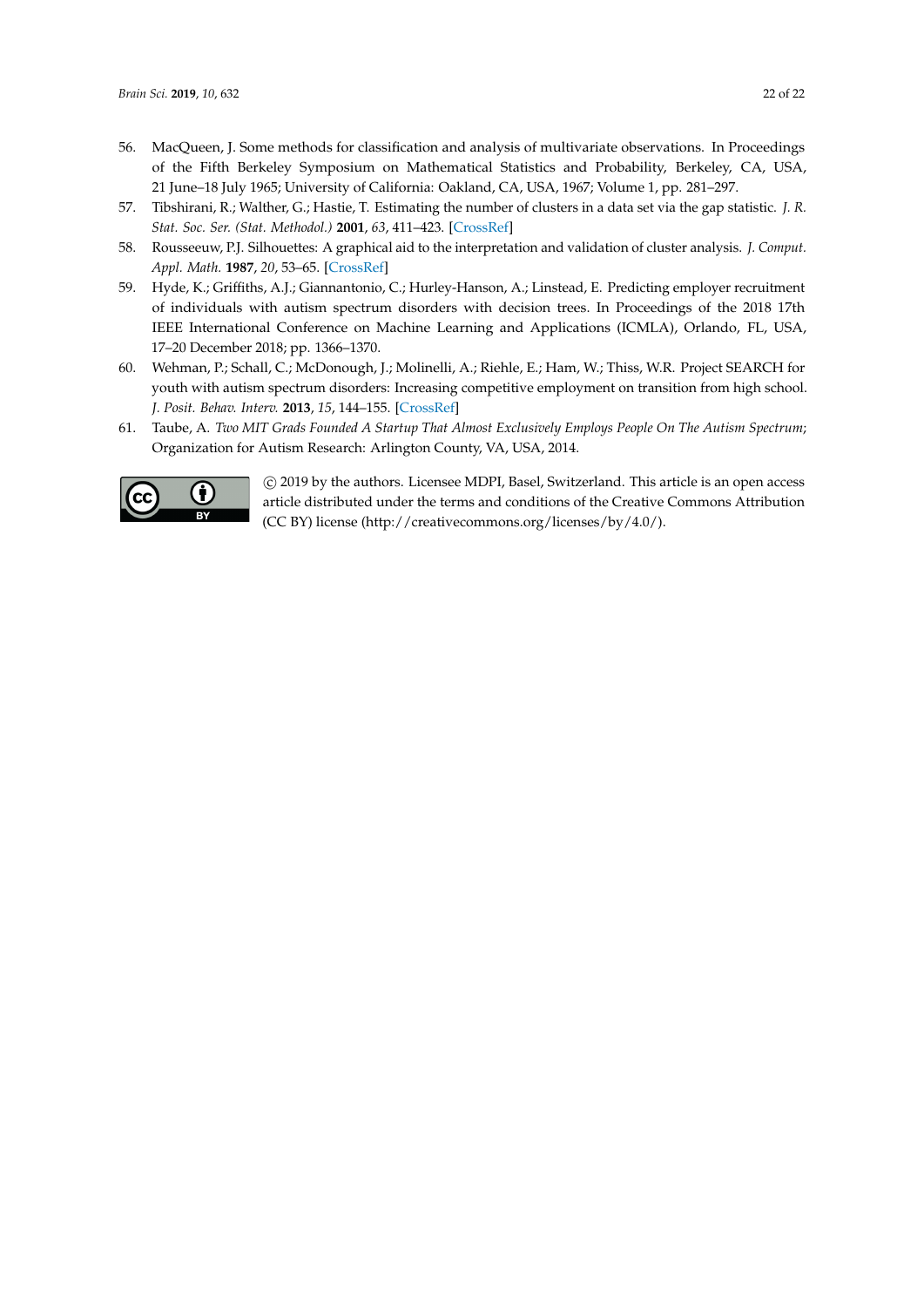56. MacQueen, J. Some methods for classification and analysis of multivariate observations. In Proceedings of the Fifth Berkeley Symposium on Mathematical Statistics and Probability, Berkeley, CA, USA, 21 June–18 July 1965; University of California: Oakland, CA, USA, 1967; Volume 1, pp. 281–297.
57. Tibshirani, R.; Walther, G.; Hastie, T. Estimating the number of clusters in a data set via the gap statistic. *J. R. Stat. Soc. Ser. (Stat. Methodol.)* **2001**, *63*, 411–423. [CrossRef]
58. Rousseeuw, P.J. Silhouettes: A graphical aid to the interpretation and validation of cluster analysis. *J. Comput. Appl. Math.* **1987**, *20*, 53–65. [CrossRef]
59. Hyde, K.; Griffiths, A.J.; Giannantonio, C.; Hurley-Hanson, A.; Linstead, E. Predicting employer recruitment of individuals with autism spectrum disorders with decision trees. In Proceedings of the 2018 17th IEEE International Conference on Machine Learning and Applications (ICMLA), Orlando, FL, USA, 17–20 December 2018; pp. 1366–1370.
60. Wehman, P.; Schall, C.; McDonough, J.; Molinelli, A.; Riehle, E.; Ham, W.; Thiss, W.R. Project SEARCH for youth with autism spectrum disorders: Increasing competitive employment on transition from high school. *J. Posit. Behav. Interv.* **2013**, *15*, 144–155. [CrossRef]
61. Taube, A. *Two MIT Grads Founded A Startup That Almost Exclusively Employs People On The Autism Spectrum*; Organization for Autism Research: Arlington County, VA, USA, 2014.

© 2019 by the authors. Licensee MDPI, Basel, Switzerland. This article is an open access article distributed under the terms and conditions of the Creative Commons Attribution (CC BY) license (http://creativecommons.org/licenses/by/4.0/).